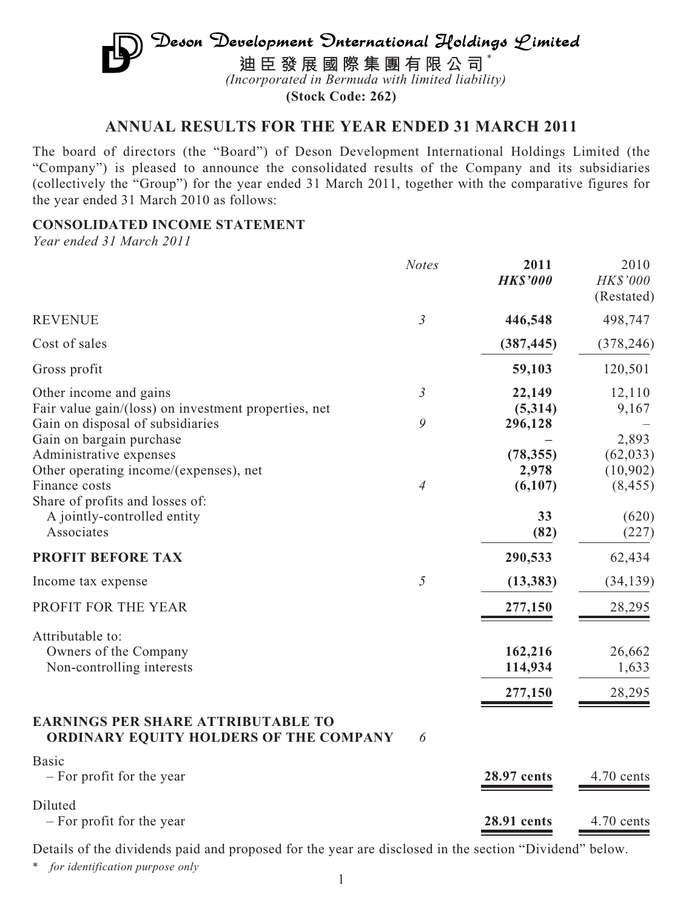# Deson Development International Holdings Limited

**迪臣發展國際集團有限公司***

*(Incorporated in Bermuda with limited liability)*

**(Stock Code: 262)**

## ANNUAL RESULTS FOR THE YEAR ENDED 31 MARCH 2011

The board of directors (the "Board") of Deson Development International Holdings Limited (the "Company") is pleased to announce the consolidated results of the Company and its subsidiaries (collectively the "Group") for the year ended 31 March 2011, together with the comparative figures for the year ended 31 March 2010 as follows:

### CONSOLIDATED INCOME STATEMENT

*Year ended 31 March 2011*

| | *Notes* | **2011** *HK$'000* | 2010 *HK$'000* (Restated) |
|---|---|---|---|
| REVENUE | *3* | **446,548** | 498,747 |
| Cost of sales | | **(387,445)** | (378,246) |
| Gross profit | | **59,103** | 120,501 |
| Other income and gains | *3* | **22,149** | 12,110 |
| Fair value gain/(loss) on investment properties, net | | **(5,314)** | 9,167 |
| Gain on disposal of subsidiaries | *9* | **296,128** | – |
| Gain on bargain purchase | | **–** | 2,893 |
| Administrative expenses | | **(78,355)** | (62,033) |
| Other operating income/(expenses), net | | **2,978** | (10,902) |
| Finance costs | *4* | **(6,107)** | (8,455) |
| Share of profits and losses of: | | | |
| A jointly-controlled entity | | **33** | (620) |
| Associates | | **(82)** | (227) |
| **PROFIT BEFORE TAX** | | **290,533** | 62,434 |
| Income tax expense | *5* | **(13,383)** | (34,139) |
| PROFIT FOR THE YEAR | | **277,150** | 28,295 |
| Attributable to: | | | |
| Owners of the Company | | **162,216** | 26,662 |
| Non-controlling interests | | **114,934** | 1,633 |
| | | **277,150** | 28,295 |
| **EARNINGS PER SHARE ATTRIBUTABLE TO ORDINARY EQUITY HOLDERS OF THE COMPANY** | *6* | | |
| Basic | | | |
| – For profit for the year | | **28.97 cents** | 4.70 cents |
| Diluted | | | |
| – For profit for the year | | **28.91 cents** | 4.70 cents |

Details of the dividends paid and proposed for the year are disclosed in the section "Dividend" below.

* *for identification purpose only*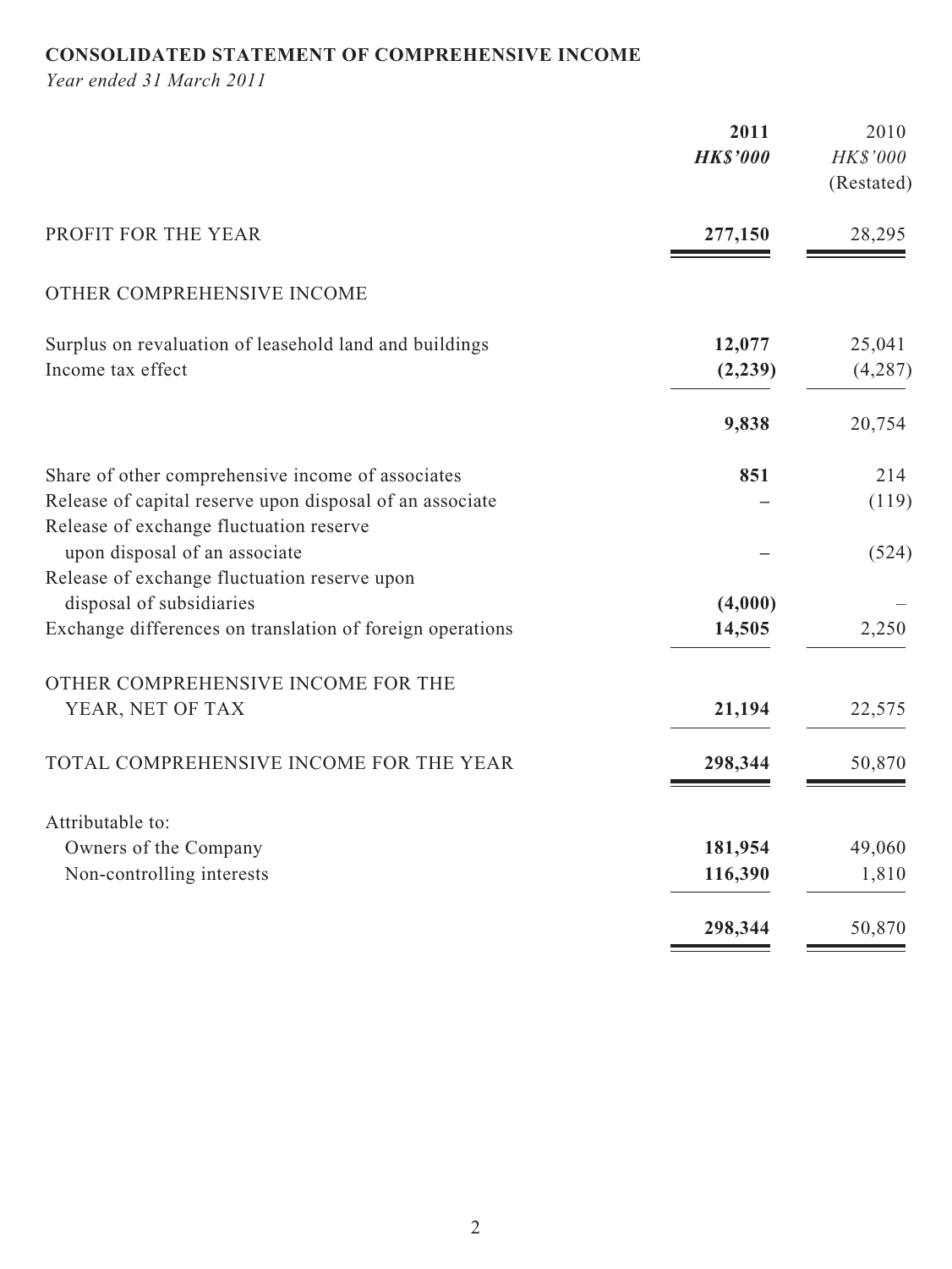## CONSOLIDATED STATEMENT OF COMPREHENSIVE INCOME

*Year ended 31 March 2011*

| | **2011** | 2010 |
|---|---|---|
| | ***HK$'000*** | *HK$'000* |
| | | (Restated) |
| PROFIT FOR THE YEAR | **277,150** | 28,295 |
| OTHER COMPREHENSIVE INCOME | | |
| Surplus on revaluation of leasehold land and buildings | **12,077** | 25,041 |
| Income tax effect | **(2,239)** | (4,287) |
| | **9,838** | 20,754 |
| Share of other comprehensive income of associates | **851** | 214 |
| Release of capital reserve upon disposal of an associate | **–** | (119) |
| Release of exchange fluctuation reserve upon disposal of an associate | **–** | (524) |
| Release of exchange fluctuation reserve upon disposal of subsidiaries | **(4,000)** | – |
| Exchange differences on translation of foreign operations | **14,505** | 2,250 |
| OTHER COMPREHENSIVE INCOME FOR THE YEAR, NET OF TAX | **21,194** | 22,575 |
| TOTAL COMPREHENSIVE INCOME FOR THE YEAR | **298,344** | 50,870 |
| Attributable to: | | |
| Owners of the Company | **181,954** | 49,060 |
| Non-controlling interests | **116,390** | 1,810 |
| | **298,344** | 50,870 |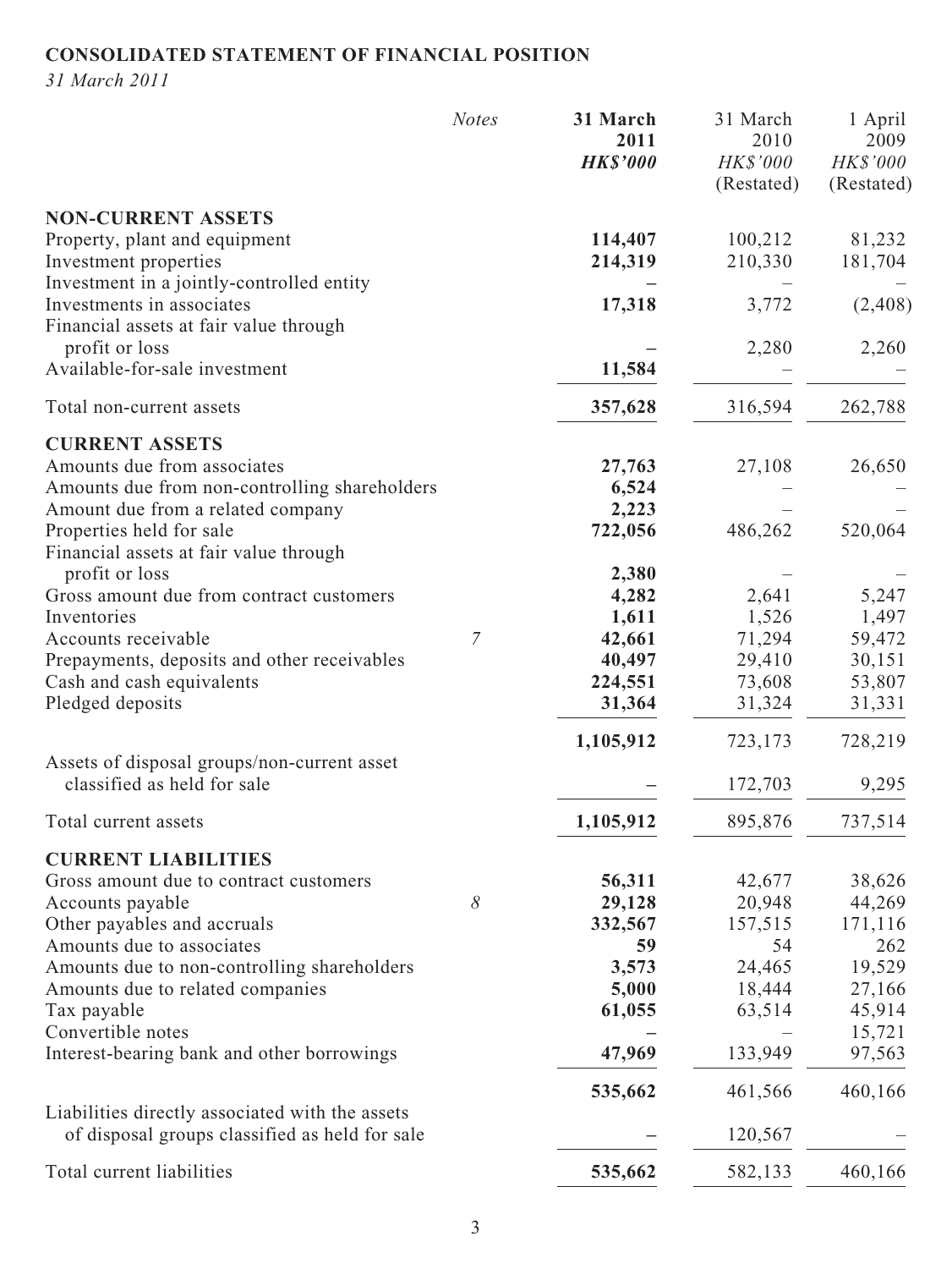**CONSOLIDATED STATEMENT OF FINANCIAL POSITION**

*31 March 2011*

| | *Notes* | **31 March 2011** ***HK$'000*** | 31 March 2010 *HK$'000* (Restated) | 1 April 2009 *HK$'000* (Restated) |
|---|---|---|---|---|
| **NON-CURRENT ASSETS** | | | | |
| Property, plant and equipment | | **114,407** | 100,212 | 81,232 |
| Investment properties | | **214,319** | 210,330 | 181,704 |
| Investment in a jointly-controlled entity | | **–** | – | – |
| Investments in associates | | **17,318** | 3,772 | (2,408) |
| Financial assets at fair value through profit or loss | | **–** | 2,280 | 2,260 |
| Available-for-sale investment | | **11,584** | – | – |
| Total non-current assets | | **357,628** | 316,594 | 262,788 |
| **CURRENT ASSETS** | | | | |
| Amounts due from associates | | **27,763** | 27,108 | 26,650 |
| Amounts due from non-controlling shareholders | | **6,524** | – | – |
| Amount due from a related company | | **2,223** | – | – |
| Properties held for sale | | **722,056** | 486,262 | 520,064 |
| Financial assets at fair value through profit or loss | | **2,380** | – | – |
| Gross amount due from contract customers | | **4,282** | 2,641 | 5,247 |
| Inventories | | **1,611** | 1,526 | 1,497 |
| Accounts receivable | 7 | **42,661** | 71,294 | 59,472 |
| Prepayments, deposits and other receivables | | **40,497** | 29,410 | 30,151 |
| Cash and cash equivalents | | **224,551** | 73,608 | 53,807 |
| Pledged deposits | | **31,364** | 31,324 | 31,331 |
| | | **1,105,912** | 723,173 | 728,219 |
| Assets of disposal groups/non-current asset classified as held for sale | | **–** | 172,703 | 9,295 |
| Total current assets | | **1,105,912** | 895,876 | 737,514 |
| **CURRENT LIABILITIES** | | | | |
| Gross amount due to contract customers | | **56,311** | 42,677 | 38,626 |
| Accounts payable | 8 | **29,128** | 20,948 | 44,269 |
| Other payables and accruals | | **332,567** | 157,515 | 171,116 |
| Amounts due to associates | | **59** | 54 | 262 |
| Amounts due to non-controlling shareholders | | **3,573** | 24,465 | 19,529 |
| Amounts due to related companies | | **5,000** | 18,444 | 27,166 |
| Tax payable | | **61,055** | 63,514 | 45,914 |
| Convertible notes | | **–** | – | 15,721 |
| Interest-bearing bank and other borrowings | | **47,969** | 133,949 | 97,563 |
| | | **535,662** | 461,566 | 460,166 |
| Liabilities directly associated with the assets of disposal groups classified as held for sale | | **–** | 120,567 | – |
| Total current liabilities | | **535,662** | 582,133 | 460,166 |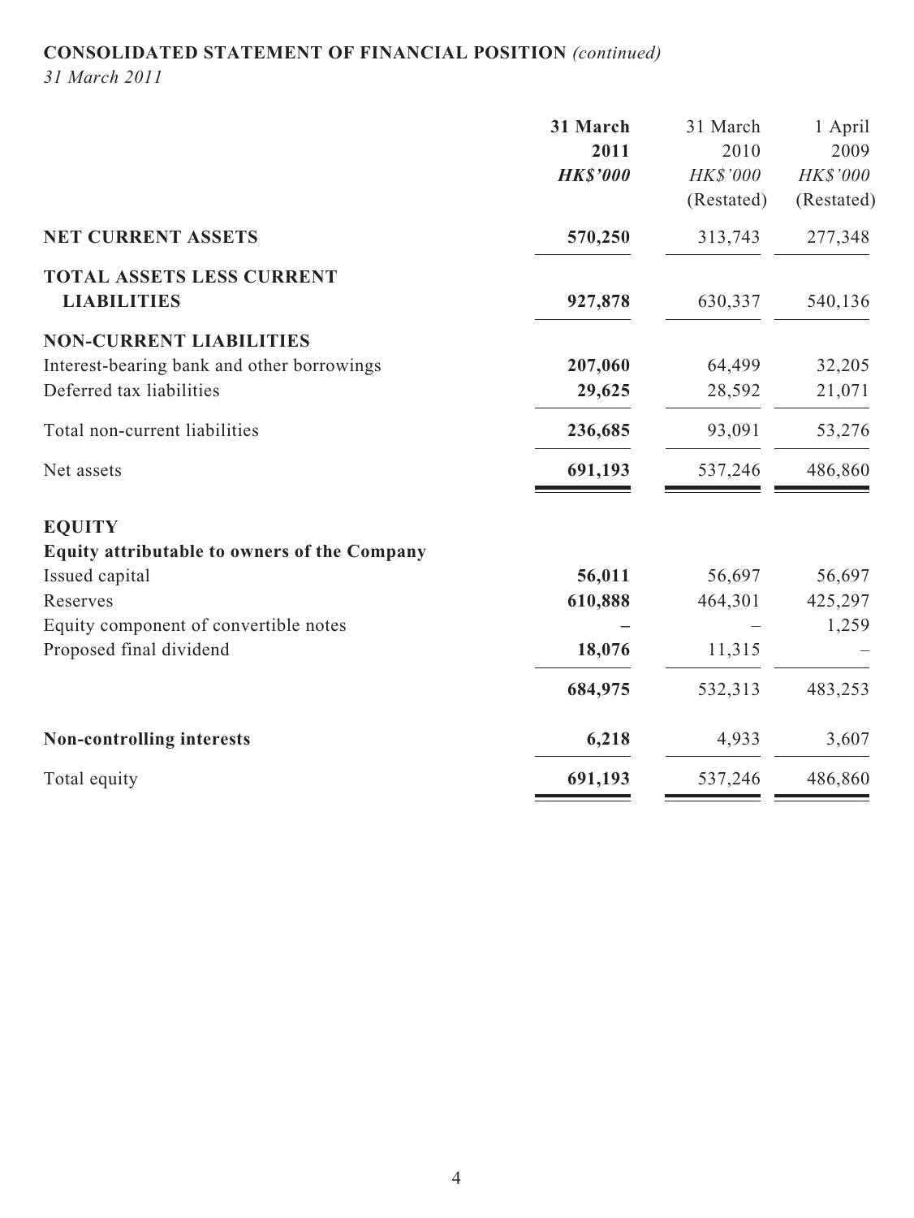**CONSOLIDATED STATEMENT OF FINANCIAL POSITION** *(continued)*

*31 March 2011*

| | **31 March 2011** | 31 March 2010 | 1 April 2009 |
|---|---|---|---|
| | ***HK$'000*** | *HK$'000* | *HK$'000* |
| | | (Restated) | (Restated) |
| **NET CURRENT ASSETS** | **570,250** | 313,743 | 277,348 |
| **TOTAL ASSETS LESS CURRENT LIABILITIES** | **927,878** | 630,337 | 540,136 |
| **NON-CURRENT LIABILITIES** | | | |
| Interest-bearing bank and other borrowings | **207,060** | 64,499 | 32,205 |
| Deferred tax liabilities | **29,625** | 28,592 | 21,071 |
| Total non-current liabilities | **236,685** | 93,091 | 53,276 |
| Net assets | **691,193** | 537,246 | 486,860 |
| **EQUITY** | | | |
| **Equity attributable to owners of the Company** | | | |
| Issued capital | **56,011** | 56,697 | 56,697 |
| Reserves | **610,888** | 464,301 | 425,297 |
| Equity component of convertible notes | **–** | – | 1,259 |
| Proposed final dividend | **18,076** | 11,315 | – |
| | **684,975** | 532,313 | 483,253 |
| **Non-controlling interests** | **6,218** | 4,933 | 3,607 |
| Total equity | **691,193** | 537,246 | 486,860 |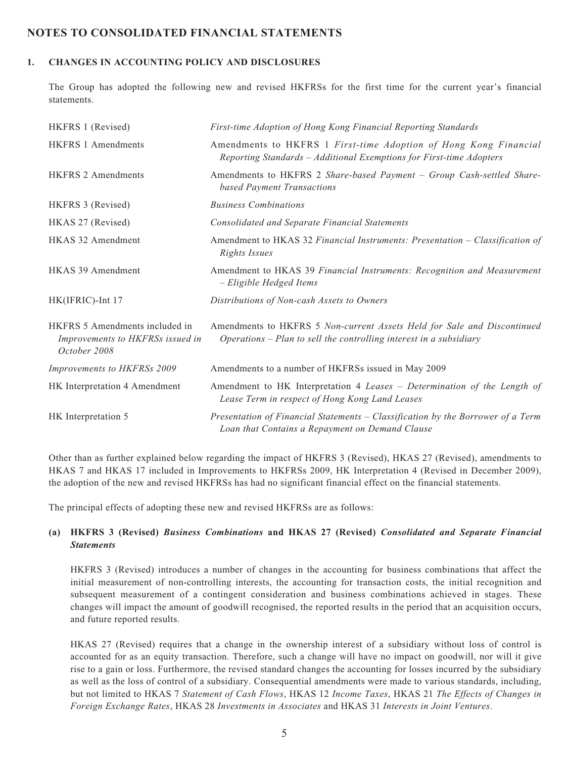# NOTES TO CONSOLIDATED FINANCIAL STATEMENTS

## 1. CHANGES IN ACCOUNTING POLICY AND DISCLOSURES

The Group has adopted the following new and revised HKFRSs for the first time for the current year's financial statements.

| | |
|---|---|
| HKFRS 1 (Revised) | *First-time Adoption of Hong Kong Financial Reporting Standards* |
| HKFRS 1 Amendments | Amendments to HKFRS 1 *First-time Adoption of Hong Kong Financial Reporting Standards – Additional Exemptions for First-time Adopters* |
| HKFRS 2 Amendments | Amendments to HKFRS 2 *Share-based Payment – Group Cash-settled Share-based Payment Transactions* |
| HKFRS 3 (Revised) | *Business Combinations* |
| HKAS 27 (Revised) | *Consolidated and Separate Financial Statements* |
| HKAS 32 Amendment | Amendment to HKAS 32 *Financial Instruments: Presentation – Classification of Rights Issues* |
| HKAS 39 Amendment | Amendment to HKAS 39 *Financial Instruments: Recognition and Measurement – Eligible Hedged Items* |
| HK(IFRIC)-Int 17 | *Distributions of Non-cash Assets to Owners* |
| HKFRS 5 Amendments included in *Improvements to HKFRSs issued in October 2008* | Amendments to HKFRS 5 *Non-current Assets Held for Sale and Discontinued Operations – Plan to sell the controlling interest in a subsidiary* |
| *Improvements to HKFRSs 2009* | Amendments to a number of HKFRSs issued in May 2009 |
| HK Interpretation 4 Amendment | Amendment to HK Interpretation 4 *Leases – Determination of the Length of Lease Term in respect of Hong Kong Land Leases* |
| HK Interpretation 5 | *Presentation of Financial Statements – Classification by the Borrower of a Term Loan that Contains a Repayment on Demand Clause* |

Other than as further explained below regarding the impact of HKFRS 3 (Revised), HKAS 27 (Revised), amendments to HKAS 7 and HKAS 17 included in Improvements to HKFRSs 2009, HK Interpretation 4 (Revised in December 2009), the adoption of the new and revised HKFRSs has had no significant financial effect on the financial statements.

The principal effects of adopting these new and revised HKFRSs are as follows:

### (a) HKFRS 3 (Revised) *Business Combinations* and HKAS 27 (Revised) *Consolidated and Separate Financial Statements*

HKFRS 3 (Revised) introduces a number of changes in the accounting for business combinations that affect the initial measurement of non-controlling interests, the accounting for transaction costs, the initial recognition and subsequent measurement of a contingent consideration and business combinations achieved in stages. These changes will impact the amount of goodwill recognised, the reported results in the period that an acquisition occurs, and future reported results.

HKAS 27 (Revised) requires that a change in the ownership interest of a subsidiary without loss of control is accounted for as an equity transaction. Therefore, such a change will have no impact on goodwill, nor will it give rise to a gain or loss. Furthermore, the revised standard changes the accounting for losses incurred by the subsidiary as well as the loss of control of a subsidiary. Consequential amendments were made to various standards, including, but not limited to HKAS 7 *Statement of Cash Flows*, HKAS 12 *Income Taxes*, HKAS 21 *The Effects of Changes in Foreign Exchange Rates*, HKAS 28 *Investments in Associates* and HKAS 31 *Interests in Joint Ventures*.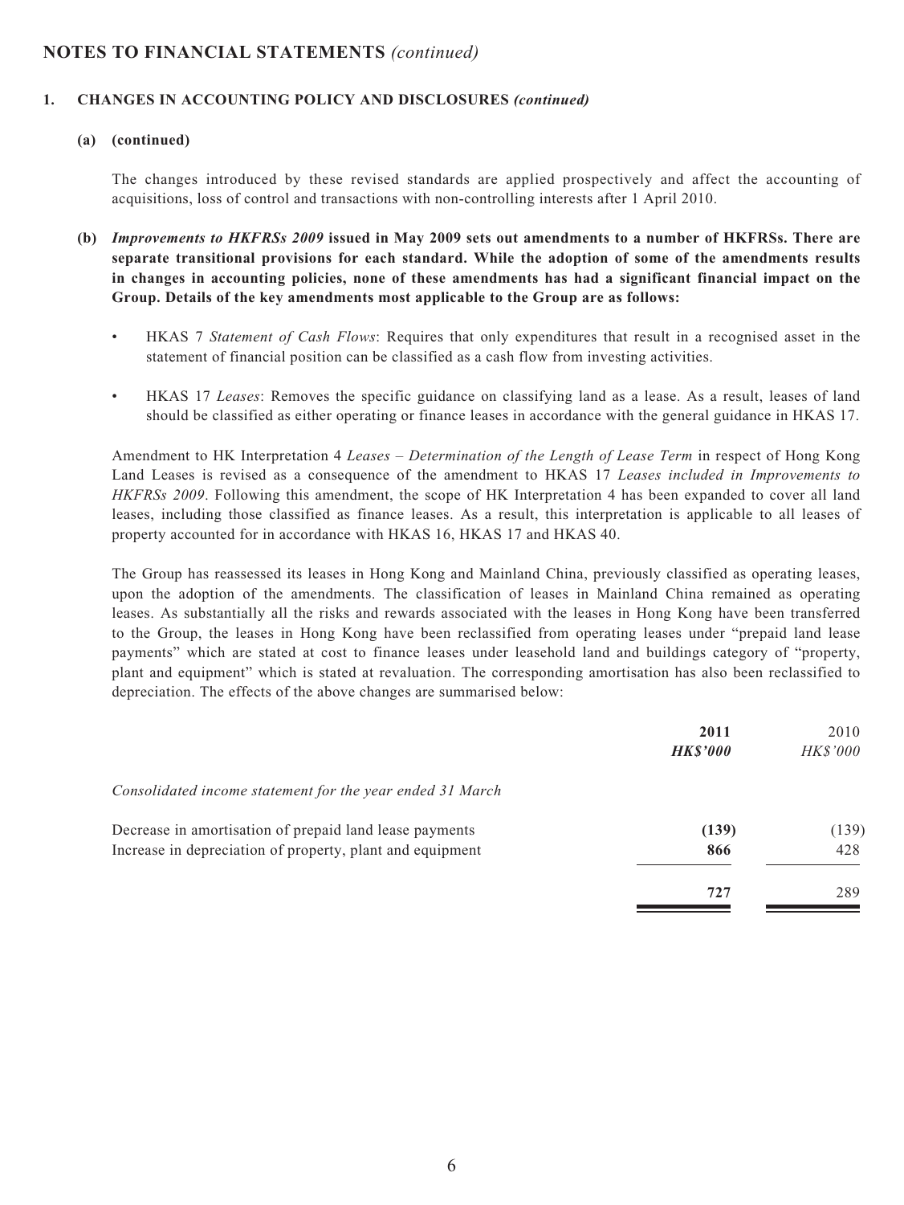## NOTES TO FINANCIAL STATEMENTS *(continued)*

### 1. CHANGES IN ACCOUNTING POLICY AND DISCLOSURES *(continued)*

**(a) (continued)**

The changes introduced by these revised standards are applied prospectively and affect the accounting of acquisitions, loss of control and transactions with non-controlling interests after 1 April 2010.

**(b) *Improvements to HKFRSs 2009* issued in May 2009 sets out amendments to a number of HKFRSs. There are separate transitional provisions for each standard. While the adoption of some of the amendments results in changes in accounting policies, none of these amendments has had a significant financial impact on the Group. Details of the key amendments most applicable to the Group are as follows:**

- HKAS 7 *Statement of Cash Flows*: Requires that only expenditures that result in a recognised asset in the statement of financial position can be classified as a cash flow from investing activities.
- HKAS 17 *Leases*: Removes the specific guidance on classifying land as a lease. As a result, leases of land should be classified as either operating or finance leases in accordance with the general guidance in HKAS 17.

Amendment to HK Interpretation 4 *Leases – Determination of the Length of Lease Term* in respect of Hong Kong Land Leases is revised as a consequence of the amendment to HKAS 17 *Leases included in Improvements to HKFRSs 2009*. Following this amendment, the scope of HK Interpretation 4 has been expanded to cover all land leases, including those classified as finance leases. As a result, this interpretation is applicable to all leases of property accounted for in accordance with HKAS 16, HKAS 17 and HKAS 40.

The Group has reassessed its leases in Hong Kong and Mainland China, previously classified as operating leases, upon the adoption of the amendments. The classification of leases in Mainland China remained as operating leases. As substantially all the risks and rewards associated with the leases in Hong Kong have been transferred to the Group, the leases in Hong Kong have been reclassified from operating leases under "prepaid land lease payments" which are stated at cost to finance leases under leasehold land and buildings category of "property, plant and equipment" which is stated at revaluation. The corresponding amortisation has also been reclassified to depreciation. The effects of the above changes are summarised below:

| | **2011** | 2010 |
|---|---|---|
| | ***HK$'000*** | *HK$'000* |
| *Consolidated income statement for the year ended 31 March* | | |
| Decrease in amortisation of prepaid land lease payments | **(139)** | (139) |
| Increase in depreciation of property, plant and equipment | **866** | 428 |
| | **727** | 289 |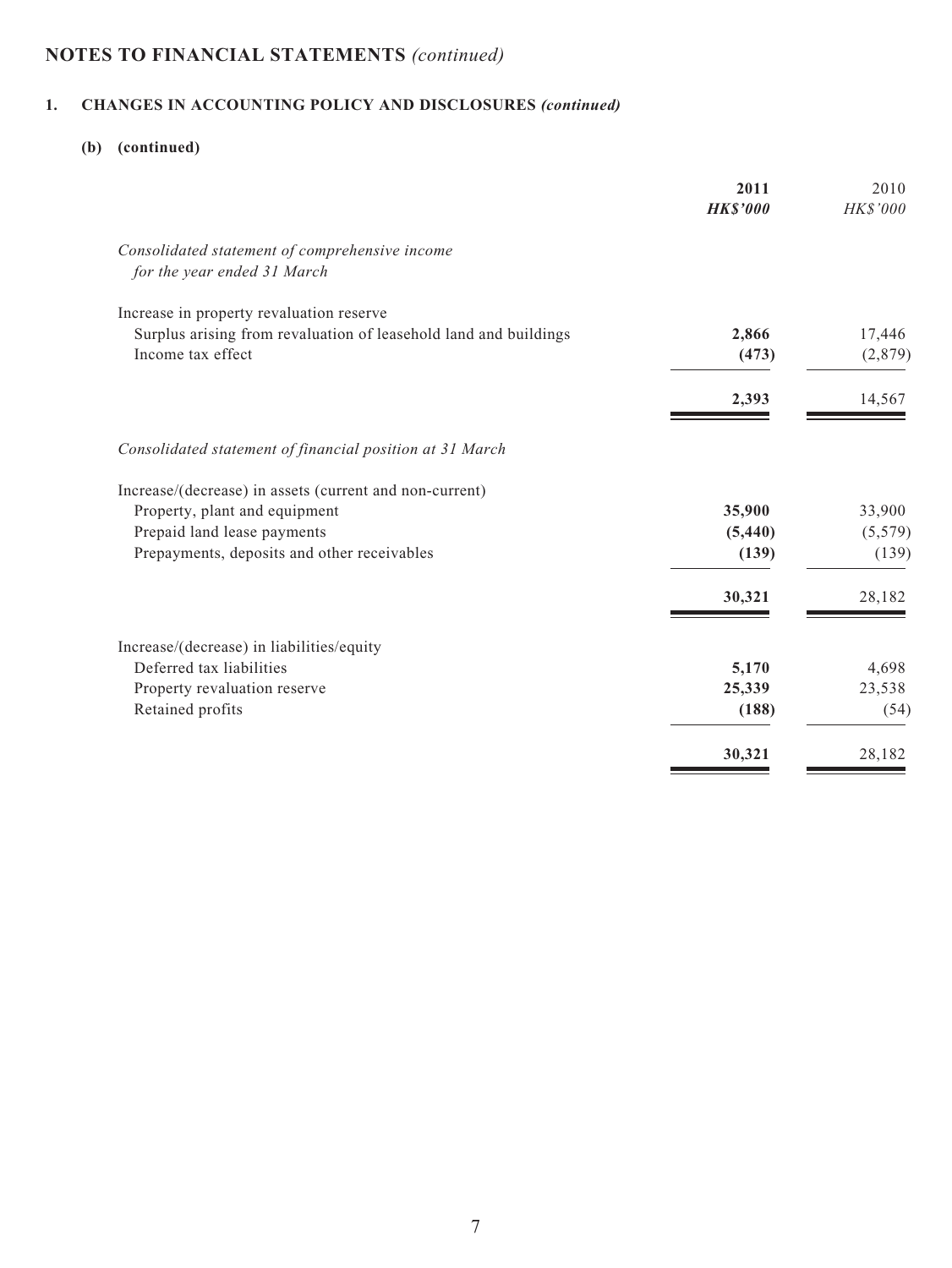# NOTES TO FINANCIAL STATEMENTS *(continued)*

## 1. CHANGES IN ACCOUNTING POLICY AND DISCLOSURES *(continued)*

### (b) (continued)

| | **2011** | 2010 |
|---|---|---|
| | ***HK$'000*** | *HK$'000* |
| *Consolidated statement of comprehensive income for the year ended 31 March* | | |
| Increase in property revaluation reserve | | |
| Surplus arising from revaluation of leasehold land and buildings | **2,866** | 17,446 |
| Income tax effect | **(473)** | (2,879) |
| | **2,393** | 14,567 |
| *Consolidated statement of financial position at 31 March* | | |
| Increase/(decrease) in assets (current and non-current) | | |
| Property, plant and equipment | **35,900** | 33,900 |
| Prepaid land lease payments | **(5,440)** | (5,579) |
| Prepayments, deposits and other receivables | **(139)** | (139) |
| | **30,321** | 28,182 |
| Increase/(decrease) in liabilities/equity | | |
| Deferred tax liabilities | **5,170** | 4,698 |
| Property revaluation reserve | **25,339** | 23,538 |
| Retained profits | **(188)** | (54) |
| | **30,321** | 28,182 |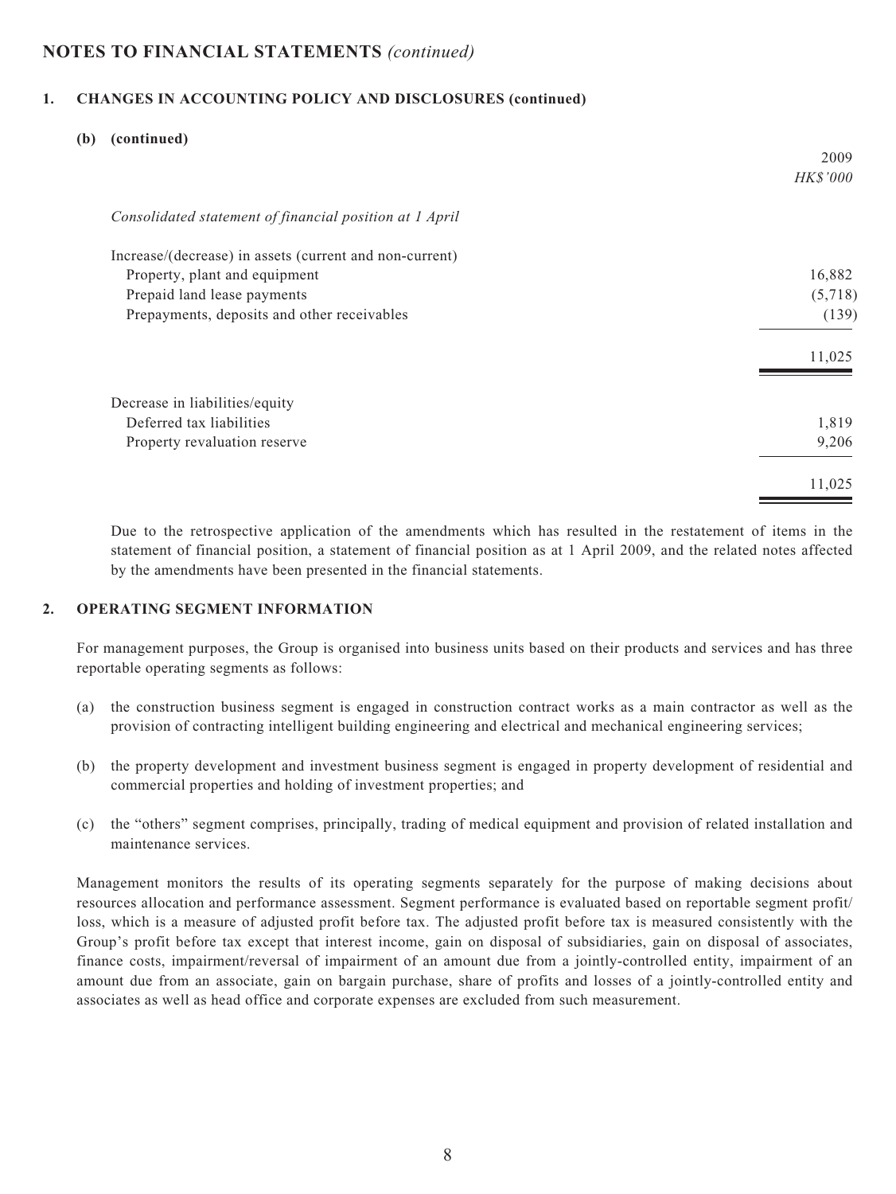## NOTES TO FINANCIAL STATEMENTS *(continued)*

### 1. CHANGES IN ACCOUNTING POLICY AND DISCLOSURES (continued)

**(b) (continued)**

| | 2009 |
|---|---|
| | *HK$'000* |
| *Consolidated statement of financial position at 1 April* | |
| Increase/(decrease) in assets (current and non-current) | |
| Property, plant and equipment | 16,882 |
| Prepaid land lease payments | (5,718) |
| Prepayments, deposits and other receivables | (139) |
| | 11,025 |
| Decrease in liabilities/equity | |
| Deferred tax liabilities | 1,819 |
| Property revaluation reserve | 9,206 |
| | 11,025 |

Due to the retrospective application of the amendments which has resulted in the restatement of items in the statement of financial position, a statement of financial position as at 1 April 2009, and the related notes affected by the amendments have been presented in the financial statements.

### 2. OPERATING SEGMENT INFORMATION

For management purposes, the Group is organised into business units based on their products and services and has three reportable operating segments as follows:

(a) the construction business segment is engaged in construction contract works as a main contractor as well as the provision of contracting intelligent building engineering and electrical and mechanical engineering services;

(b) the property development and investment business segment is engaged in property development of residential and commercial properties and holding of investment properties; and

(c) the "others" segment comprises, principally, trading of medical equipment and provision of related installation and maintenance services.

Management monitors the results of its operating segments separately for the purpose of making decisions about resources allocation and performance assessment. Segment performance is evaluated based on reportable segment profit/loss, which is a measure of adjusted profit before tax. The adjusted profit before tax is measured consistently with the Group's profit before tax except that interest income, gain on disposal of subsidiaries, gain on disposal of associates, finance costs, impairment/reversal of impairment of an amount due from a jointly-controlled entity, impairment of an amount due from an associate, gain on bargain purchase, share of profits and losses of a jointly-controlled entity and associates as well as head office and corporate expenses are excluded from such measurement.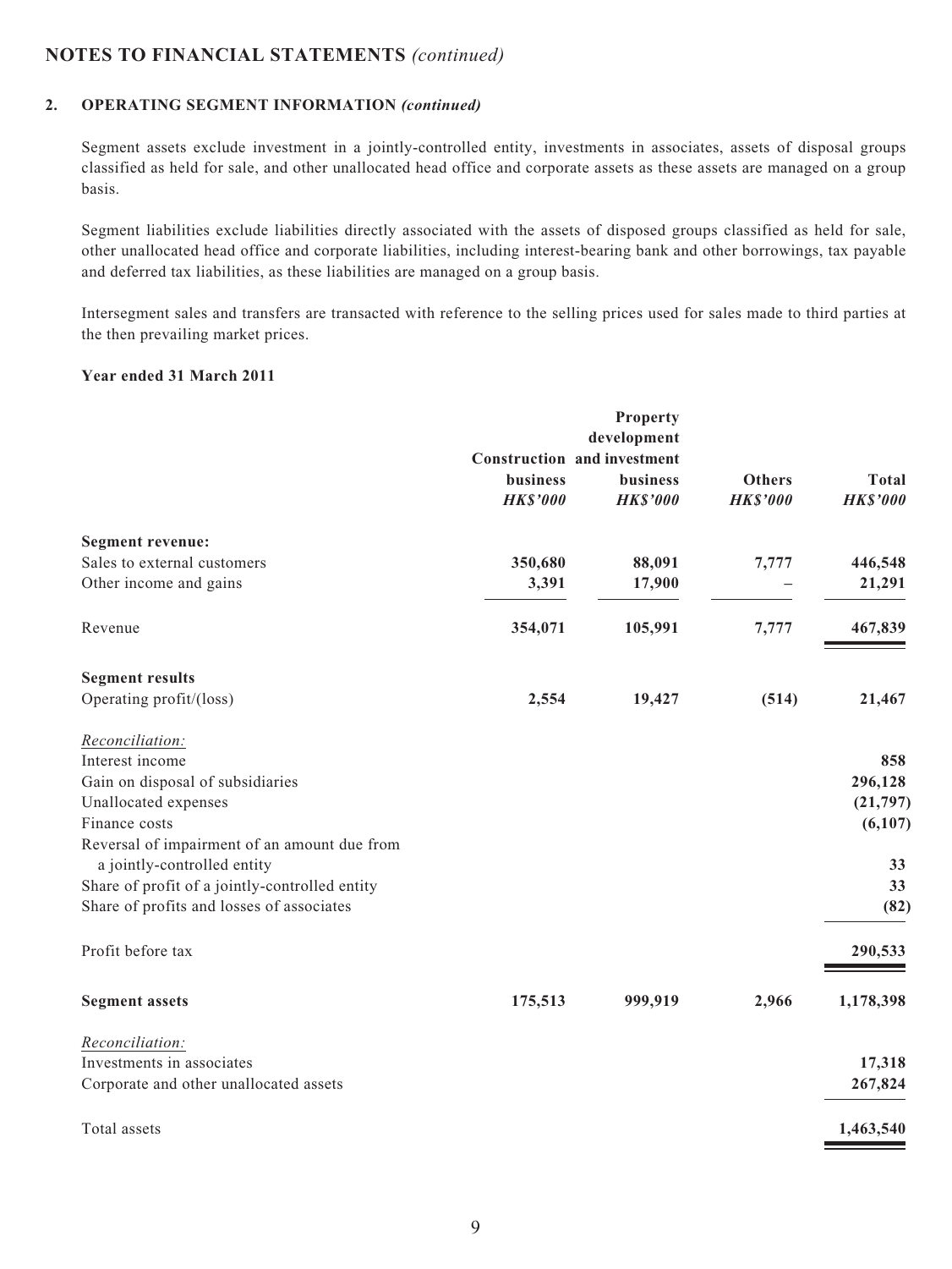## NOTES TO FINANCIAL STATEMENTS *(continued)*

### 2. OPERATING SEGMENT INFORMATION *(continued)*

Segment assets exclude investment in a jointly-controlled entity, investments in associates, assets of disposal groups classified as held for sale, and other unallocated head office and corporate assets as these assets are managed on a group basis.

Segment liabilities exclude liabilities directly associated with the assets of disposed groups classified as held for sale, other unallocated head office and corporate liabilities, including interest-bearing bank and other borrowings, tax payable and deferred tax liabilities, as these liabilities are managed on a group basis.

Intersegment sales and transfers are transacted with reference to the selling prices used for sales made to third parties at the then prevailing market prices.

**Year ended 31 March 2011**

| | Construction business *HK$'000* | Property development and investment business *HK$'000* | Others *HK$'000* | Total *HK$'000* |
|---|---|---|---|---|
| **Segment revenue:** | | | | |
| Sales to external customers | **350,680** | **88,091** | **7,777** | **446,548** |
| Other income and gains | **3,391** | **17,900** | **–** | **21,291** |
| Revenue | **354,071** | **105,991** | **7,777** | **467,839** |
| **Segment results** | | | | |
| Operating profit/(loss) | **2,554** | **19,427** | **(514)** | **21,467** |
| *Reconciliation:* | | | | |
| Interest income | | | | **858** |
| Gain on disposal of subsidiaries | | | | **296,128** |
| Unallocated expenses | | | | **(21,797)** |
| Finance costs | | | | **(6,107)** |
| Reversal of impairment of an amount due from a jointly-controlled entity | | | | **33** |
| Share of profit of a jointly-controlled entity | | | | **33** |
| Share of profits and losses of associates | | | | **(82)** |
| Profit before tax | | | | **290,533** |
| **Segment assets** | **175,513** | **999,919** | **2,966** | **1,178,398** |
| *Reconciliation:* | | | | |
| Investments in associates | | | | **17,318** |
| Corporate and other unallocated assets | | | | **267,824** |
| Total assets | | | | **1,463,540** |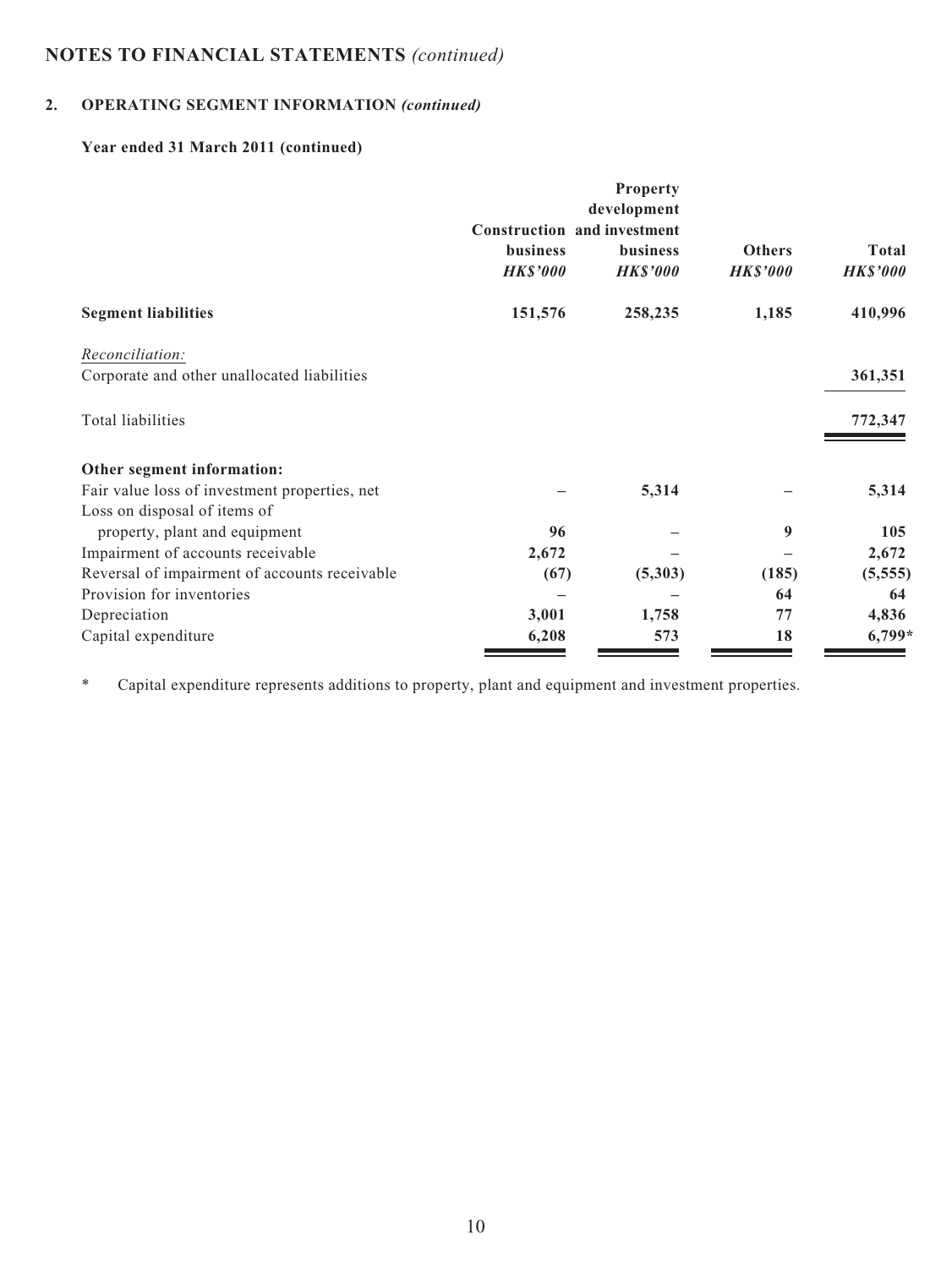## NOTES TO FINANCIAL STATEMENTS *(continued)*

### 2. OPERATING SEGMENT INFORMATION *(continued)*

**Year ended 31 March 2011 (continued)**

| | Construction business *HK$'000* | Property development and investment business *HK$'000* | Others *HK$'000* | Total *HK$'000* |
|---|---|---|---|---|
| **Segment liabilities** | **151,576** | **258,235** | **1,185** | **410,996** |
| *Reconciliation:* | | | | |
| Corporate and other unallocated liabilities | | | | **361,351** |
| Total liabilities | | | | **772,347** |
| **Other segment information:** | | | | |
| Fair value loss of investment properties, net | – | **5,314** | – | **5,314** |
| Loss on disposal of items of property, plant and equipment | **96** | – | **9** | **105** |
| Impairment of accounts receivable | **2,672** | – | – | **2,672** |
| Reversal of impairment of accounts receivable | **(67)** | **(5,303)** | **(185)** | **(5,555)** |
| Provision for inventories | – | – | **64** | **64** |
| Depreciation | **3,001** | **1,758** | **77** | **4,836** |
| Capital expenditure | **6,208** | **573** | **18** | **6,799*** |

\* Capital expenditure represents additions to property, plant and equipment and investment properties.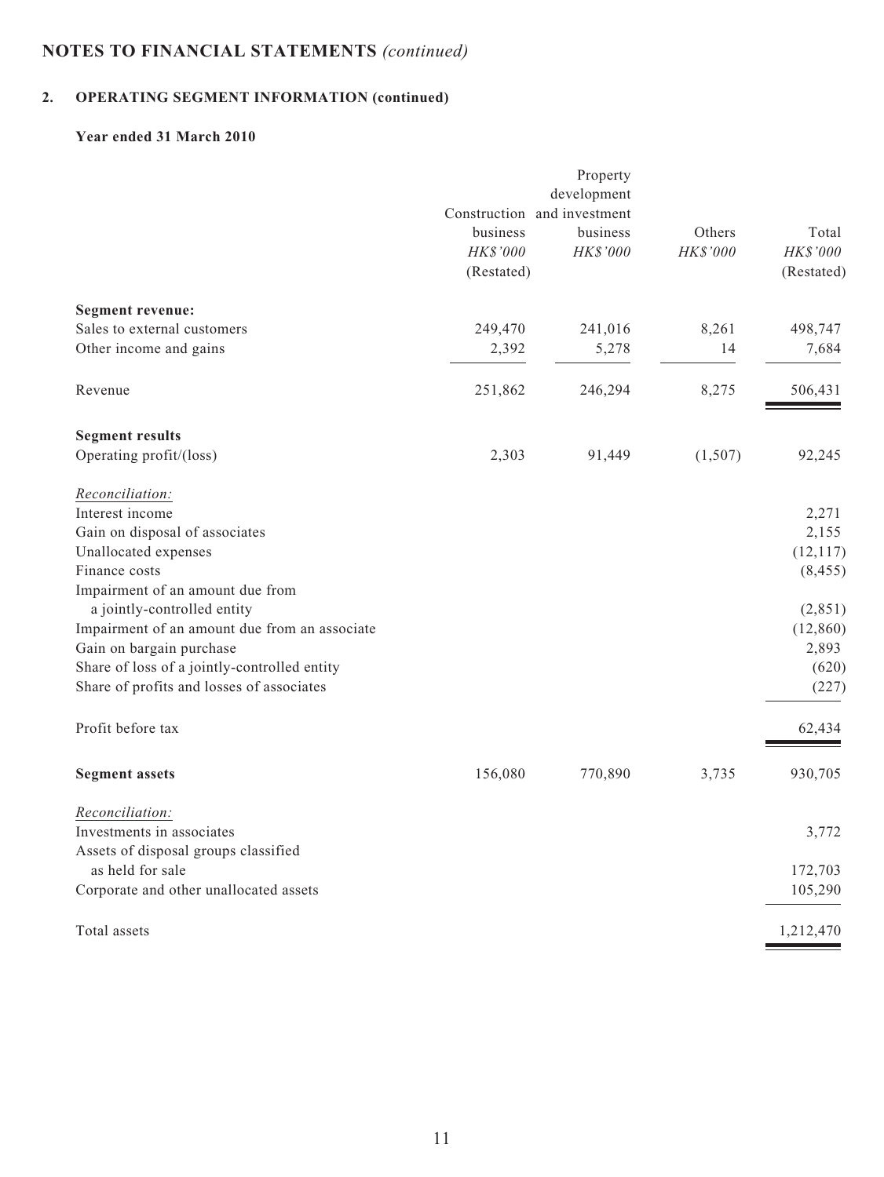# NOTES TO FINANCIAL STATEMENTS *(continued)*

## 2. OPERATING SEGMENT INFORMATION (continued)

### Year ended 31 March 2010

| | Construction business *HK$'000* (Restated) | Property development and investment business *HK$'000* | Others *HK$'000* | Total *HK$'000* (Restated) |
|---|---|---|---|---|
| **Segment revenue:** | | | | |
| Sales to external customers | 249,470 | 241,016 | 8,261 | 498,747 |
| Other income and gains | 2,392 | 5,278 | 14 | 7,684 |
| Revenue | 251,862 | 246,294 | 8,275 | 506,431 |
| **Segment results** | | | | |
| Operating profit/(loss) | 2,303 | 91,449 | (1,507) | 92,245 |
| *Reconciliation:* | | | | |
| Interest income | | | | 2,271 |
| Gain on disposal of associates | | | | 2,155 |
| Unallocated expenses | | | | (12,117) |
| Finance costs | | | | (8,455) |
| Impairment of an amount due from a jointly-controlled entity | | | | (2,851) |
| Impairment of an amount due from an associate | | | | (12,860) |
| Gain on bargain purchase | | | | 2,893 |
| Share of loss of a jointly-controlled entity | | | | (620) |
| Share of profits and losses of associates | | | | (227) |
| Profit before tax | | | | 62,434 |
| **Segment assets** | 156,080 | 770,890 | 3,735 | 930,705 |
| *Reconciliation:* | | | | |
| Investments in associates | | | | 3,772 |
| Assets of disposal groups classified as held for sale | | | | 172,703 |
| Corporate and other unallocated assets | | | | 105,290 |
| Total assets | | | | 1,212,470 |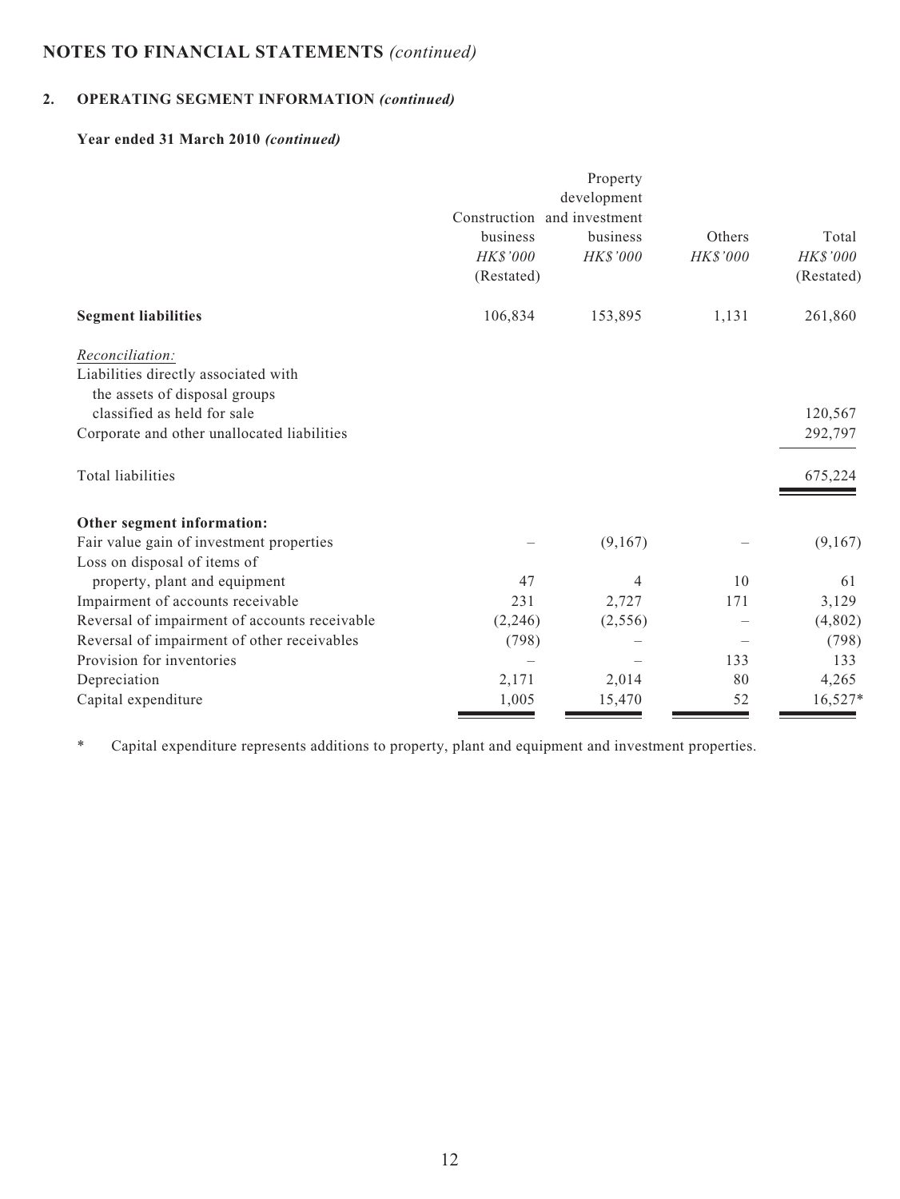# NOTES TO FINANCIAL STATEMENTS *(continued)*

## 2. OPERATING SEGMENT INFORMATION *(continued)*

### Year ended 31 March 2010 *(continued)*

| | Construction business HK$'000 (Restated) | Property development and investment business HK$'000 | Others HK$'000 | Total HK$'000 (Restated) |
|---|---|---|---|---|
| **Segment liabilities** | 106,834 | 153,895 | 1,131 | 261,860 |
| *Reconciliation:* | | | | |
| Liabilities directly associated with the assets of disposal groups classified as held for sale | | | | 120,567 |
| Corporate and other unallocated liabilities | | | | 292,797 |
| Total liabilities | | | | 675,224 |
| **Other segment information:** | | | | |
| Fair value gain of investment properties | – | (9,167) | – | (9,167) |
| Loss on disposal of items of property, plant and equipment | 47 | 4 | 10 | 61 |
| Impairment of accounts receivable | 231 | 2,727 | 171 | 3,129 |
| Reversal of impairment of accounts receivable | (2,246) | (2,556) | – | (4,802) |
| Reversal of impairment of other receivables | (798) | – | – | (798) |
| Provision for inventories | – | – | 133 | 133 |
| Depreciation | 2,171 | 2,014 | 80 | 4,265 |
| Capital expenditure | 1,005 | 15,470 | 52 | 16,527* |

\* Capital expenditure represents additions to property, plant and equipment and investment properties.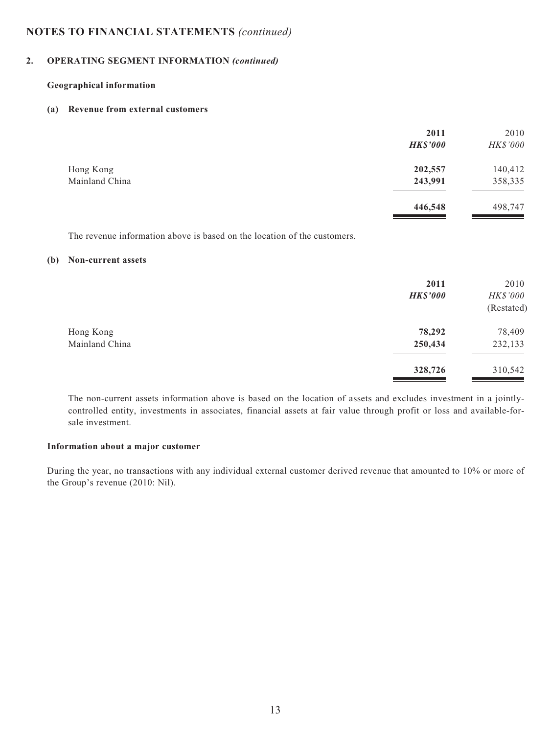# NOTES TO FINANCIAL STATEMENTS *(continued)*

## 2. OPERATING SEGMENT INFORMATION *(continued)*

### Geographical information

#### (a) Revenue from external customers

| | 2011 | 2010 |
|---|---|---|
| | ***HK$'000*** | *HK$'000* |
| Hong Kong | **202,557** | 140,412 |
| Mainland China | **243,991** | 358,335 |
| | **446,548** | 498,747 |

The revenue information above is based on the location of the customers.

#### (b) Non-current assets

| | 2011 | 2010 |
|---|---|---|
| | ***HK$'000*** | *HK$'000* |
| | | (Restated) |
| Hong Kong | **78,292** | 78,409 |
| Mainland China | **250,434** | 232,133 |
| | **328,726** | 310,542 |

The non-current assets information above is based on the location of assets and excludes investment in a jointly-controlled entity, investments in associates, financial assets at fair value through profit or loss and available-for-sale investment.

### Information about a major customer

During the year, no transactions with any individual external customer derived revenue that amounted to 10% or more of the Group's revenue (2010: Nil).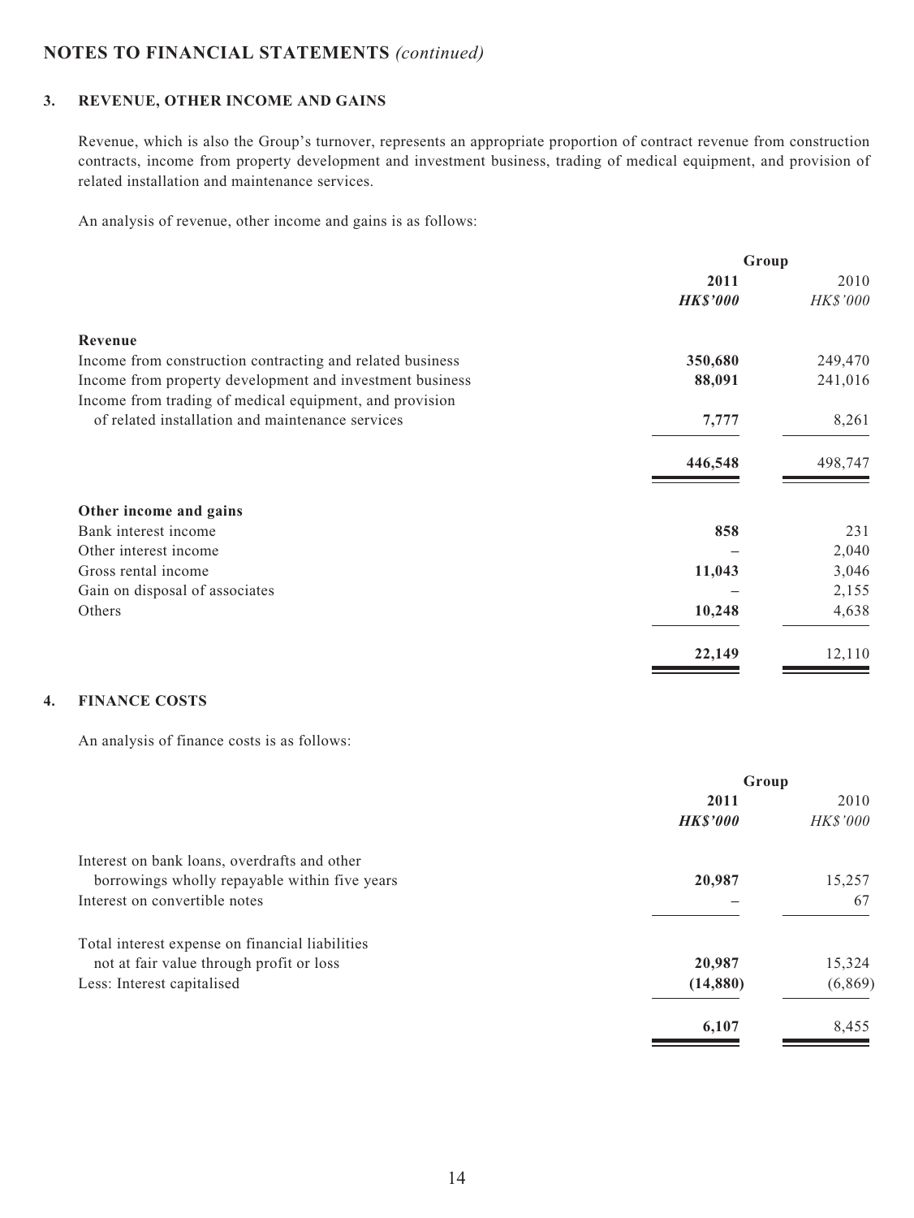## NOTES TO FINANCIAL STATEMENTS *(continued)*

### 3. REVENUE, OTHER INCOME AND GAINS

Revenue, which is also the Group's turnover, represents an appropriate proportion of contract revenue from construction contracts, income from property development and investment business, trading of medical equipment, and provision of related installation and maintenance services.

An analysis of revenue, other income and gains is as follows:

| | Group | |
|---|---|---|
| | **2011** | 2010 |
| | ***HK$'000*** | *HK$'000* |
| **Revenue** | | |
| Income from construction contracting and related business | **350,680** | 249,470 |
| Income from property development and investment business | **88,091** | 241,016 |
| Income from trading of medical equipment, and provision of related installation and maintenance services | **7,777** | 8,261 |
| | **446,548** | 498,747 |
| **Other income and gains** | | |
| Bank interest income | **858** | 231 |
| Other interest income | **–** | 2,040 |
| Gross rental income | **11,043** | 3,046 |
| Gain on disposal of associates | **–** | 2,155 |
| Others | **10,248** | 4,638 |
| | **22,149** | 12,110 |

### 4. FINANCE COSTS

An analysis of finance costs is as follows:

| | Group | |
|---|---|---|
| | **2011** | 2010 |
| | ***HK$'000*** | *HK$'000* |
| Interest on bank loans, overdrafts and other borrowings wholly repayable within five years | **20,987** | 15,257 |
| Interest on convertible notes | **–** | 67 |
| Total interest expense on financial liabilities not at fair value through profit or loss | **20,987** | 15,324 |
| Less: Interest capitalised | **(14,880)** | (6,869) |
| | **6,107** | 8,455 |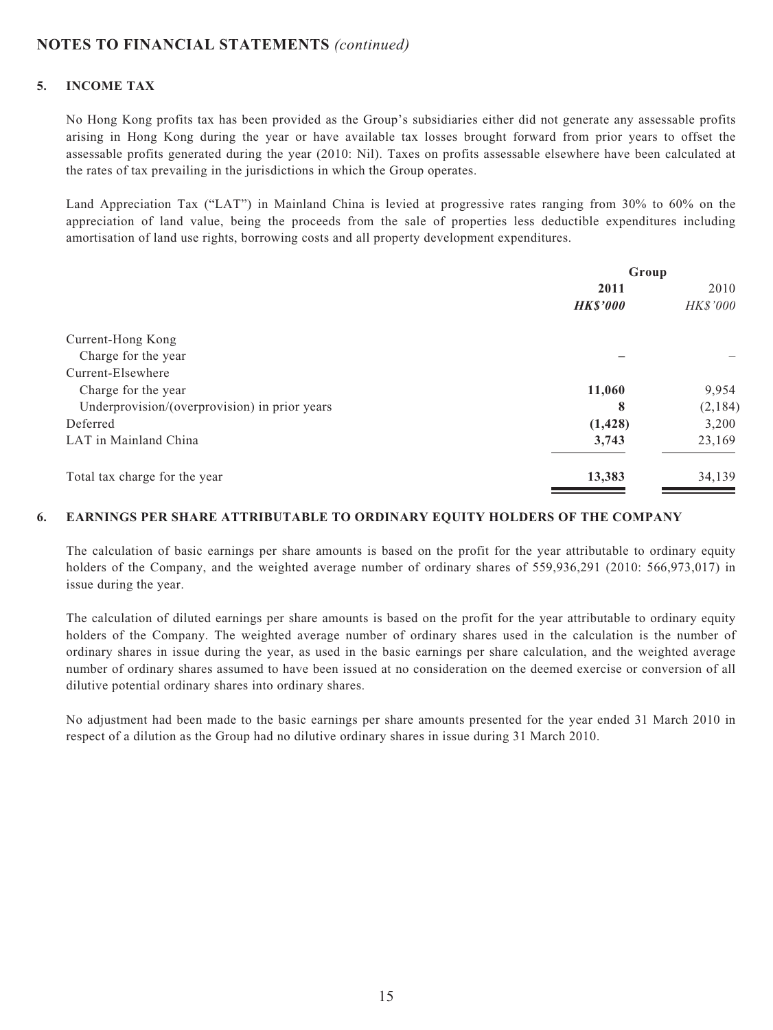## NOTES TO FINANCIAL STATEMENTS *(continued)*

### 5. INCOME TAX

No Hong Kong profits tax has been provided as the Group's subsidiaries either did not generate any assessable profits arising in Hong Kong during the year or have available tax losses brought forward from prior years to offset the assessable profits generated during the year (2010: Nil). Taxes on profits assessable elsewhere have been calculated at the rates of tax prevailing in the jurisdictions in which the Group operates.

Land Appreciation Tax ("LAT") in Mainland China is levied at progressive rates ranging from 30% to 60% on the appreciation of land value, being the proceeds from the sale of properties less deductible expenditures including amortisation of land use rights, borrowing costs and all property development expenditures.

| | Group | |
|---|---|---|
| | **2011** | 2010 |
| | ***HK$'000*** | *HK$'000* |
| Current-Hong Kong | | |
| Charge for the year | **–** | – |
| Current-Elsewhere | | |
| Charge for the year | **11,060** | 9,954 |
| Underprovision/(overprovision) in prior years | **8** | (2,184) |
| Deferred | **(1,428)** | 3,200 |
| LAT in Mainland China | **3,743** | 23,169 |
| Total tax charge for the year | **13,383** | 34,139 |

### 6. EARNINGS PER SHARE ATTRIBUTABLE TO ORDINARY EQUITY HOLDERS OF THE COMPANY

The calculation of basic earnings per share amounts is based on the profit for the year attributable to ordinary equity holders of the Company, and the weighted average number of ordinary shares of 559,936,291 (2010: 566,973,017) in issue during the year.

The calculation of diluted earnings per share amounts is based on the profit for the year attributable to ordinary equity holders of the Company. The weighted average number of ordinary shares used in the calculation is the number of ordinary shares in issue during the year, as used in the basic earnings per share calculation, and the weighted average number of ordinary shares assumed to have been issued at no consideration on the deemed exercise or conversion of all dilutive potential ordinary shares into ordinary shares.

No adjustment had been made to the basic earnings per share amounts presented for the year ended 31 March 2010 in respect of a dilution as the Group had no dilutive ordinary shares in issue during 31 March 2010.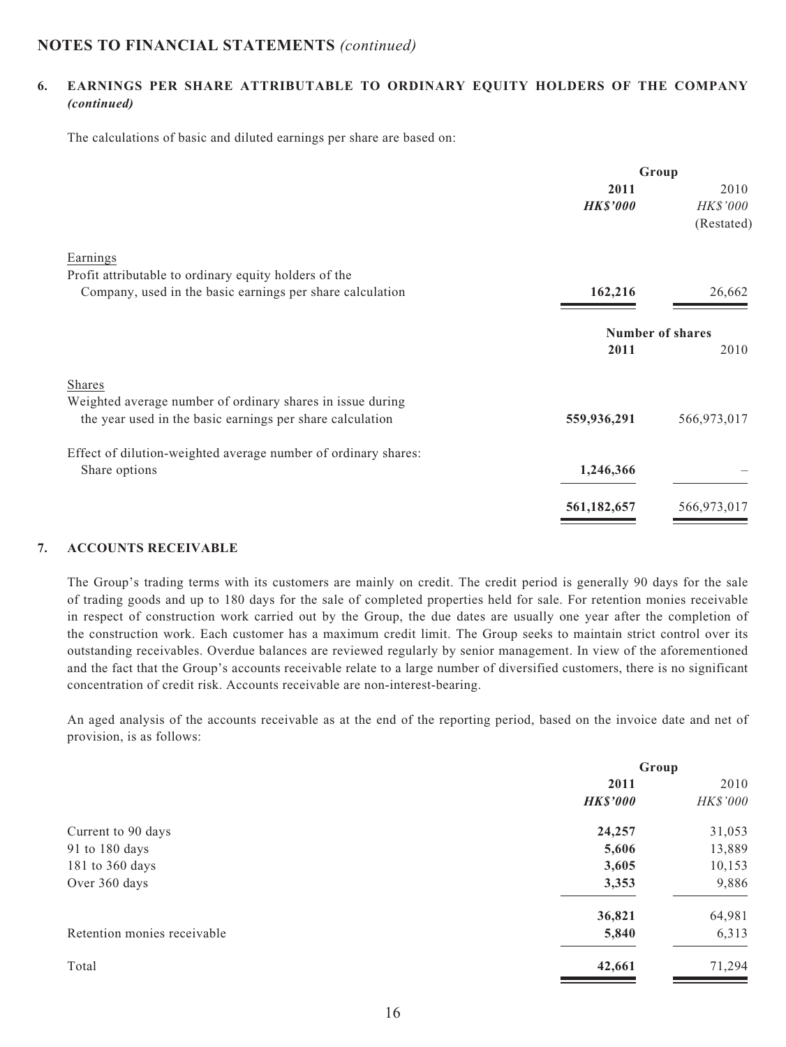## NOTES TO FINANCIAL STATEMENTS *(continued)*

### 6. EARNINGS PER SHARE ATTRIBUTABLE TO ORDINARY EQUITY HOLDERS OF THE COMPANY *(continued)*

The calculations of basic and diluted earnings per share are based on:

| | Group | |
|---|---|---|
| | **2011** | 2010 |
| | ***HK$'000*** | *HK$'000* |
| | | (Restated) |
| Earnings | | |
| Profit attributable to ordinary equity holders of the Company, used in the basic earnings per share calculation | **162,216** | 26,662 |

| | Number of shares | |
|---|---|---|
| | **2011** | 2010 |
| Shares | | |
| Weighted average number of ordinary shares in issue during the year used in the basic earnings per share calculation | **559,936,291** | 566,973,017 |
| Effect of dilution-weighted average number of ordinary shares: | | |
| Share options | **1,246,366** | – |
| | **561,182,657** | 566,973,017 |

### 7. ACCOUNTS RECEIVABLE

The Group's trading terms with its customers are mainly on credit. The credit period is generally 90 days for the sale of trading goods and up to 180 days for the sale of completed properties held for sale. For retention monies receivable in respect of construction work carried out by the Group, the due dates are usually one year after the completion of the construction work. Each customer has a maximum credit limit. The Group seeks to maintain strict control over its outstanding receivables. Overdue balances are reviewed regularly by senior management. In view of the aforementioned and the fact that the Group's accounts receivable relate to a large number of diversified customers, there is no significant concentration of credit risk. Accounts receivable are non-interest-bearing.

An aged analysis of the accounts receivable as at the end of the reporting period, based on the invoice date and net of provision, is as follows:

| | Group | |
|---|---|---|
| | **2011** | 2010 |
| | ***HK$'000*** | *HK$'000* |
| Current to 90 days | **24,257** | 31,053 |
| 91 to 180 days | **5,606** | 13,889 |
| 181 to 360 days | **3,605** | 10,153 |
| Over 360 days | **3,353** | 9,886 |
| | **36,821** | 64,981 |
| Retention monies receivable | **5,840** | 6,313 |
| Total | **42,661** | 71,294 |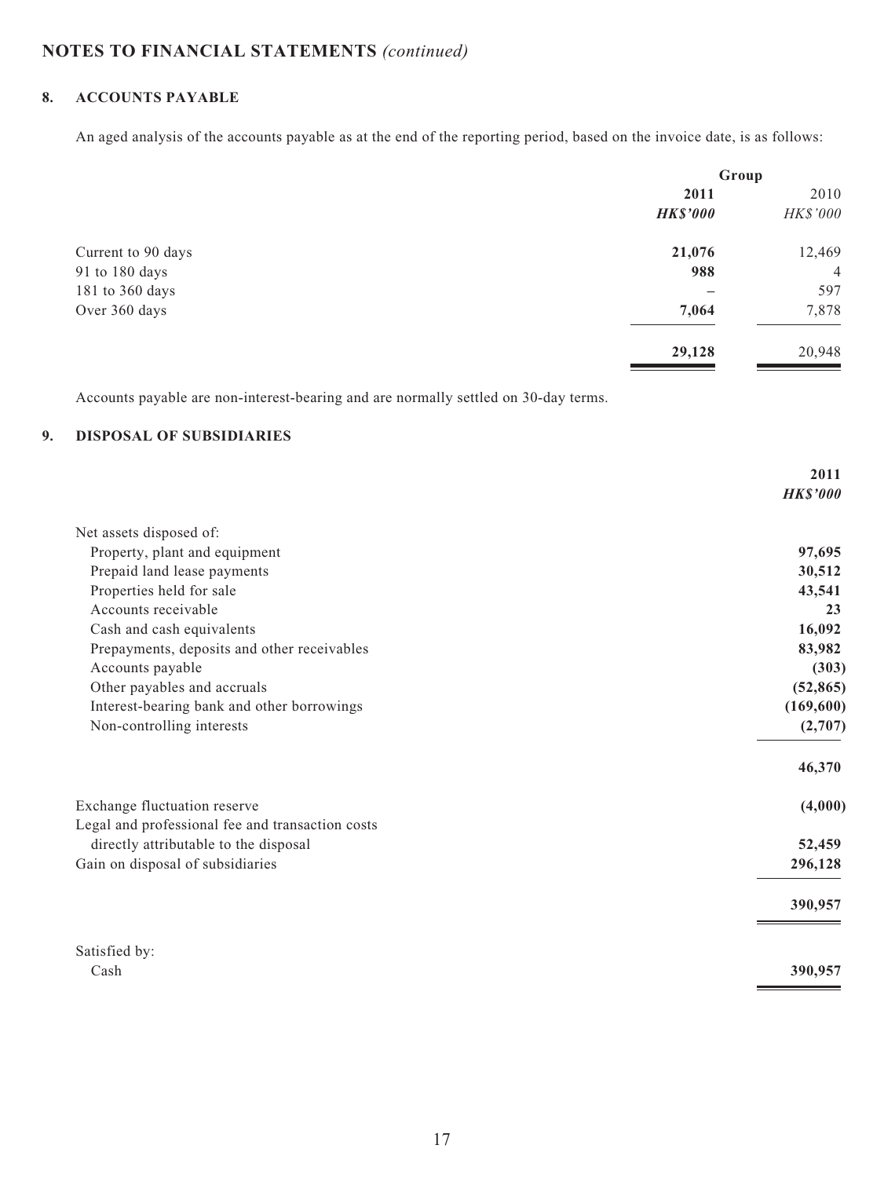# NOTES TO FINANCIAL STATEMENTS *(continued)*

## 8. ACCOUNTS PAYABLE

An aged analysis of the accounts payable as at the end of the reporting period, based on the invoice date, is as follows:

| | Group | |
|---|---|---|
| | **2011** | 2010 |
| | ***HK$'000*** | *HK$'000* |
| Current to 90 days | **21,076** | 12,469 |
| 91 to 180 days | **988** | 4 |
| 181 to 360 days | **–** | 597 |
| Over 360 days | **7,064** | 7,878 |
| | **29,128** | 20,948 |

Accounts payable are non-interest-bearing and are normally settled on 30-day terms.

## 9. DISPOSAL OF SUBSIDIARIES

| | **2011** |
|---|---|
| | ***HK$'000*** |
| Net assets disposed of: | |
| Property, plant and equipment | **97,695** |
| Prepaid land lease payments | **30,512** |
| Properties held for sale | **43,541** |
| Accounts receivable | **23** |
| Cash and cash equivalents | **16,092** |
| Prepayments, deposits and other receivables | **83,982** |
| Accounts payable | **(303)** |
| Other payables and accruals | **(52,865)** |
| Interest-bearing bank and other borrowings | **(169,600)** |
| Non-controlling interests | **(2,707)** |
| | **46,370** |
| Exchange fluctuation reserve | **(4,000)** |
| Legal and professional fee and transaction costs directly attributable to the disposal | **52,459** |
| Gain on disposal of subsidiaries | **296,128** |
| | **390,957** |
| Satisfied by: | |
| Cash | **390,957** |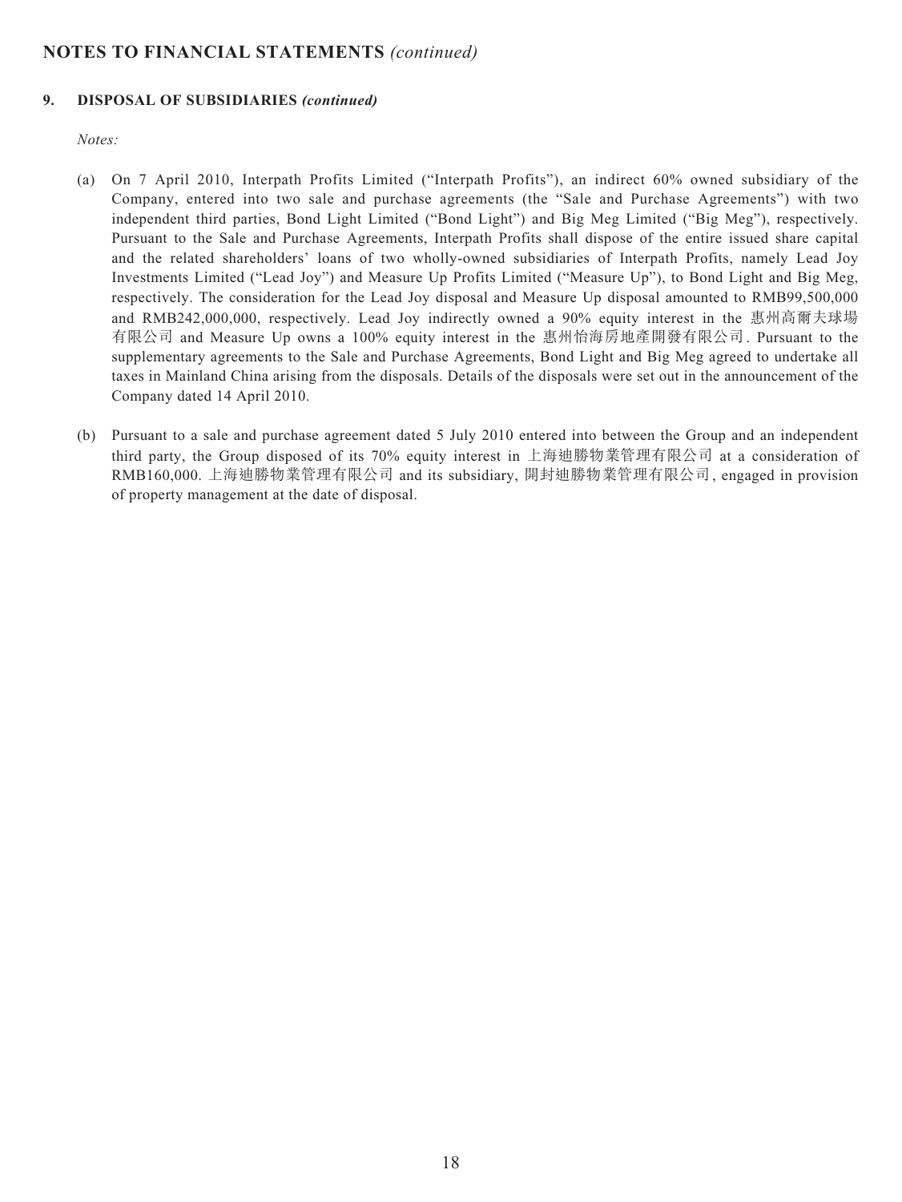## NOTES TO FINANCIAL STATEMENTS *(continued)*

### 9. DISPOSAL OF SUBSIDIARIES *(continued)*

*Notes:*

(a) On 7 April 2010, Interpath Profits Limited ("Interpath Profits"), an indirect 60% owned subsidiary of the Company, entered into two sale and purchase agreements (the "Sale and Purchase Agreements") with two independent third parties, Bond Light Limited ("Bond Light") and Big Meg Limited ("Big Meg"), respectively. Pursuant to the Sale and Purchase Agreements, Interpath Profits shall dispose of the entire issued share capital and the related shareholders' loans of two wholly-owned subsidiaries of Interpath Profits, namely Lead Joy Investments Limited ("Lead Joy") and Measure Up Profits Limited ("Measure Up"), to Bond Light and Big Meg, respectively. The consideration for the Lead Joy disposal and Measure Up disposal amounted to RMB99,500,000 and RMB242,000,000, respectively. Lead Joy indirectly owned a 90% equity interest in the 惠州高爾夫球場有限公司 and Measure Up owns a 100% equity interest in the 惠州怡海房地產開發有限公司. Pursuant to the supplementary agreements to the Sale and Purchase Agreements, Bond Light and Big Meg agreed to undertake all taxes in Mainland China arising from the disposals. Details of the disposals were set out in the announcement of the Company dated 14 April 2010.

(b) Pursuant to a sale and purchase agreement dated 5 July 2010 entered into between the Group and an independent third party, the Group disposed of its 70% equity interest in 上海迪勝物業管理有限公司 at a consideration of RMB160,000. 上海迪勝物業管理有限公司 and its subsidiary, 開封迪勝物業管理有限公司, engaged in provision of property management at the date of disposal.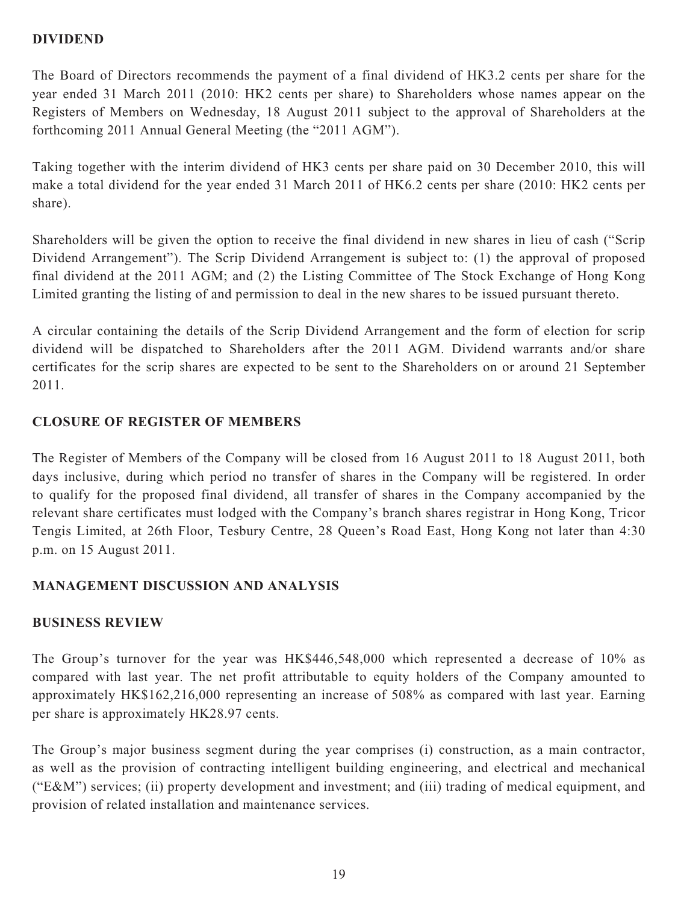## DIVIDEND

The Board of Directors recommends the payment of a final dividend of HK3.2 cents per share for the year ended 31 March 2011 (2010: HK2 cents per share) to Shareholders whose names appear on the Registers of Members on Wednesday, 18 August 2011 subject to the approval of Shareholders at the forthcoming 2011 Annual General Meeting (the "2011 AGM").

Taking together with the interim dividend of HK3 cents per share paid on 30 December 2010, this will make a total dividend for the year ended 31 March 2011 of HK6.2 cents per share (2010: HK2 cents per share).

Shareholders will be given the option to receive the final dividend in new shares in lieu of cash ("Scrip Dividend Arrangement"). The Scrip Dividend Arrangement is subject to: (1) the approval of proposed final dividend at the 2011 AGM; and (2) the Listing Committee of The Stock Exchange of Hong Kong Limited granting the listing of and permission to deal in the new shares to be issued pursuant thereto.

A circular containing the details of the Scrip Dividend Arrangement and the form of election for scrip dividend will be dispatched to Shareholders after the 2011 AGM. Dividend warrants and/or share certificates for the scrip shares are expected to be sent to the Shareholders on or around 21 September 2011.

## CLOSURE OF REGISTER OF MEMBERS

The Register of Members of the Company will be closed from 16 August 2011 to 18 August 2011, both days inclusive, during which period no transfer of shares in the Company will be registered. In order to qualify for the proposed final dividend, all transfer of shares in the Company accompanied by the relevant share certificates must lodged with the Company's branch shares registrar in Hong Kong, Tricor Tengis Limited, at 26th Floor, Tesbury Centre, 28 Queen's Road East, Hong Kong not later than 4:30 p.m. on 15 August 2011.

## MANAGEMENT DISCUSSION AND ANALYSIS

## BUSINESS REVIEW

The Group's turnover for the year was HK$446,548,000 which represented a decrease of 10% as compared with last year. The net profit attributable to equity holders of the Company amounted to approximately HK$162,216,000 representing an increase of 508% as compared with last year. Earning per share is approximately HK28.97 cents.

The Group's major business segment during the year comprises (i) construction, as a main contractor, as well as the provision of contracting intelligent building engineering, and electrical and mechanical ("E&M") services; (ii) property development and investment; and (iii) trading of medical equipment, and provision of related installation and maintenance services.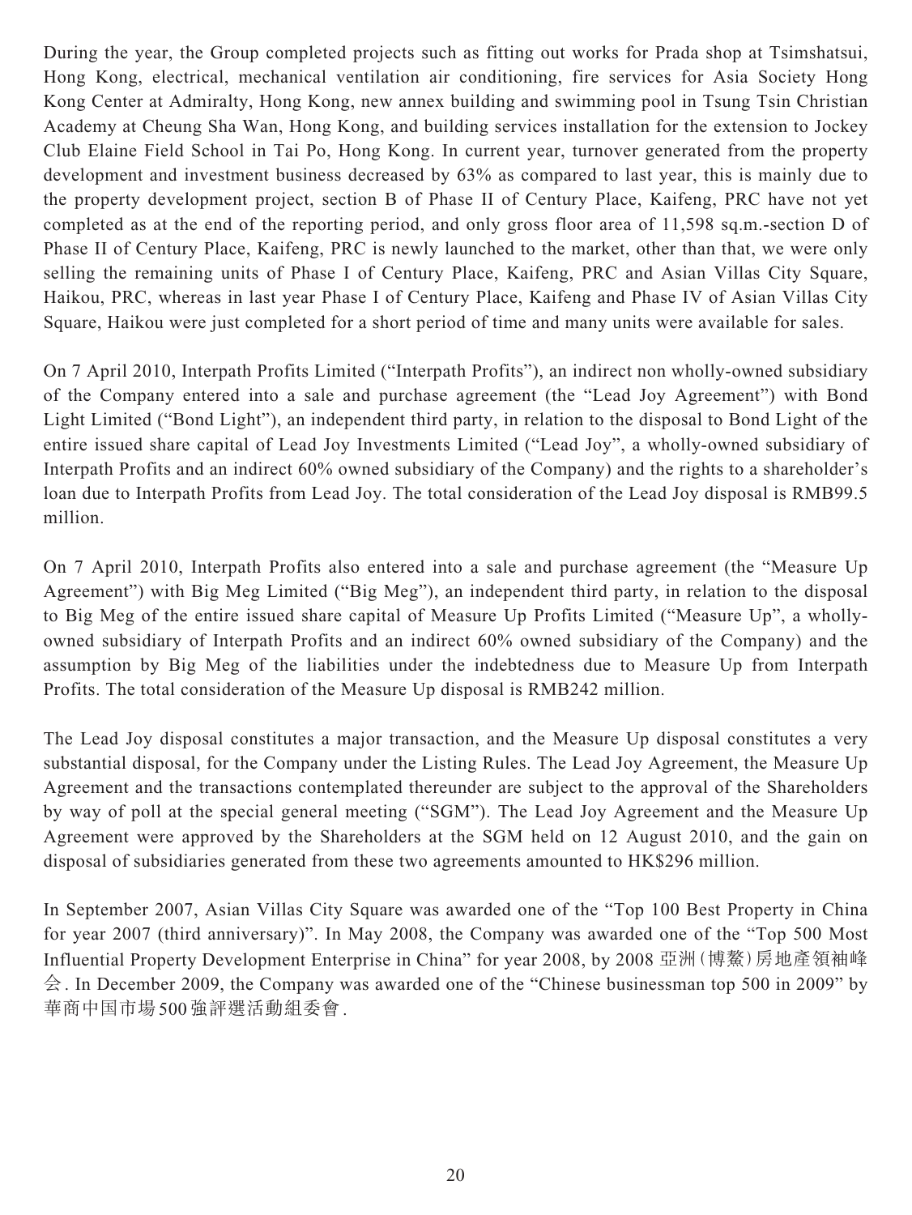During the year, the Group completed projects such as fitting out works for Prada shop at Tsimshatsui, Hong Kong, electrical, mechanical ventilation air conditioning, fire services for Asia Society Hong Kong Center at Admiralty, Hong Kong, new annex building and swimming pool in Tsung Tsin Christian Academy at Cheung Sha Wan, Hong Kong, and building services installation for the extension to Jockey Club Elaine Field School in Tai Po, Hong Kong. In current year, turnover generated from the property development and investment business decreased by 63% as compared to last year, this is mainly due to the property development project, section B of Phase II of Century Place, Kaifeng, PRC have not yet completed as at the end of the reporting period, and only gross floor area of 11,598 sq.m.-section D of Phase II of Century Place, Kaifeng, PRC is newly launched to the market, other than that, we were only selling the remaining units of Phase I of Century Place, Kaifeng, PRC and Asian Villas City Square, Haikou, PRC, whereas in last year Phase I of Century Place, Kaifeng and Phase IV of Asian Villas City Square, Haikou were just completed for a short period of time and many units were available for sales.

On 7 April 2010, Interpath Profits Limited ("Interpath Profits"), an indirect non wholly-owned subsidiary of the Company entered into a sale and purchase agreement (the "Lead Joy Agreement") with Bond Light Limited ("Bond Light"), an independent third party, in relation to the disposal to Bond Light of the entire issued share capital of Lead Joy Investments Limited ("Lead Joy", a wholly-owned subsidiary of Interpath Profits and an indirect 60% owned subsidiary of the Company) and the rights to a shareholder's loan due to Interpath Profits from Lead Joy. The total consideration of the Lead Joy disposal is RMB99.5 million.

On 7 April 2010, Interpath Profits also entered into a sale and purchase agreement (the "Measure Up Agreement") with Big Meg Limited ("Big Meg"), an independent third party, in relation to the disposal to Big Meg of the entire issued share capital of Measure Up Profits Limited ("Measure Up", a wholly-owned subsidiary of Interpath Profits and an indirect 60% owned subsidiary of the Company) and the assumption by Big Meg of the liabilities under the indebtedness due to Measure Up from Interpath Profits. The total consideration of the Measure Up disposal is RMB242 million.

The Lead Joy disposal constitutes a major transaction, and the Measure Up disposal constitutes a very substantial disposal, for the Company under the Listing Rules. The Lead Joy Agreement, the Measure Up Agreement and the transactions contemplated thereunder are subject to the approval of the Shareholders by way of poll at the special general meeting ("SGM"). The Lead Joy Agreement and the Measure Up Agreement were approved by the Shareholders at the SGM held on 12 August 2010, and the gain on disposal of subsidiaries generated from these two agreements amounted to HK$296 million.

In September 2007, Asian Villas City Square was awarded one of the "Top 100 Best Property in China for year 2007 (third anniversary)". In May 2008, the Company was awarded one of the "Top 500 Most Influential Property Development Enterprise in China" for year 2008, by 2008 亞洲(博鰲)房地產領袖峰会. In December 2009, the Company was awarded one of the "Chinese businessman top 500 in 2009" by 華商中国市場500強評選活動組委會.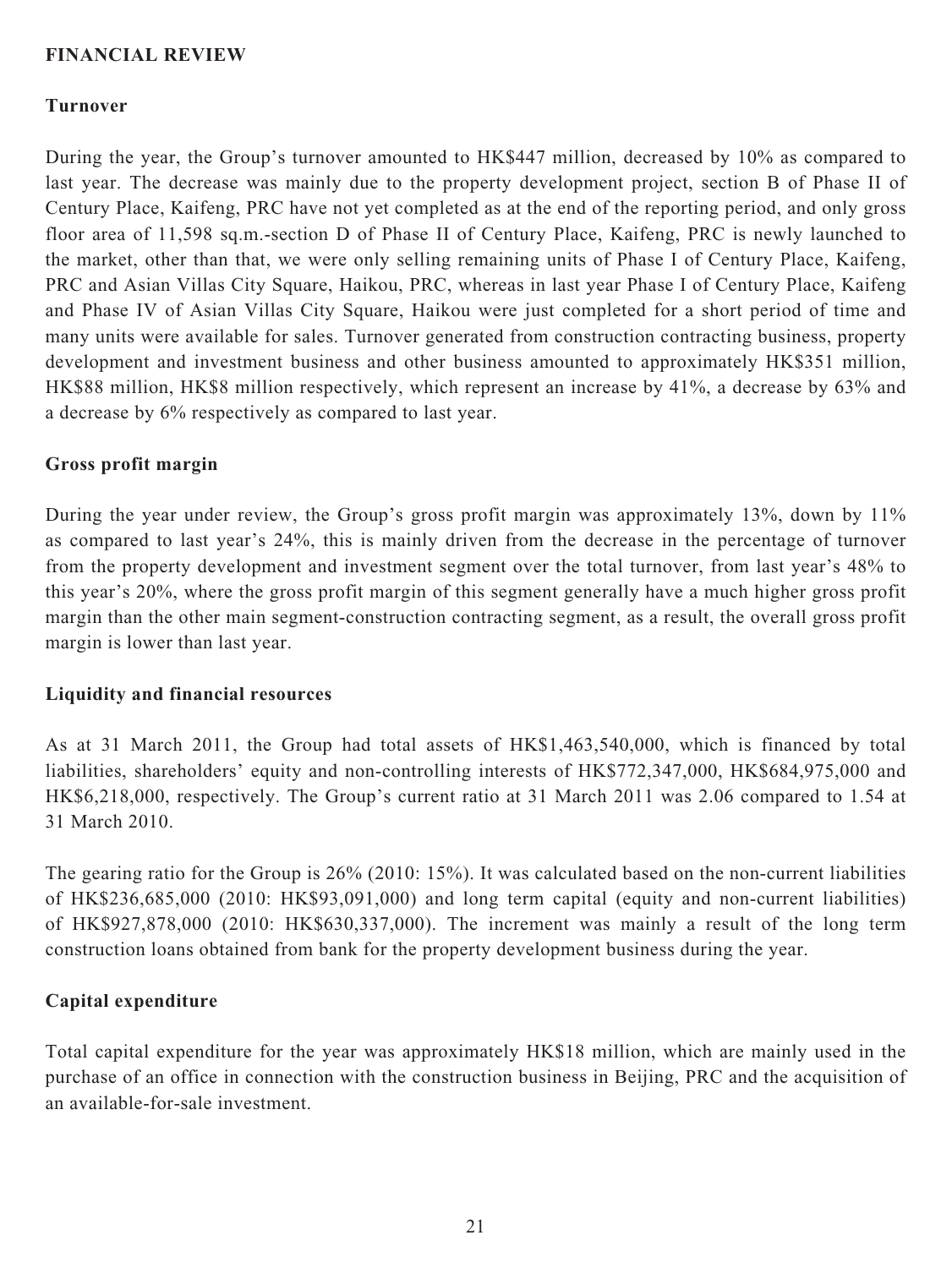## FINANCIAL REVIEW

### Turnover

During the year, the Group's turnover amounted to HK$447 million, decreased by 10% as compared to last year. The decrease was mainly due to the property development project, section B of Phase II of Century Place, Kaifeng, PRC have not yet completed as at the end of the reporting period, and only gross floor area of 11,598 sq.m.-section D of Phase II of Century Place, Kaifeng, PRC is newly launched to the market, other than that, we were only selling remaining units of Phase I of Century Place, Kaifeng, PRC and Asian Villas City Square, Haikou, PRC, whereas in last year Phase I of Century Place, Kaifeng and Phase IV of Asian Villas City Square, Haikou were just completed for a short period of time and many units were available for sales. Turnover generated from construction contracting business, property development and investment business and other business amounted to approximately HK$351 million, HK$88 million, HK$8 million respectively, which represent an increase by 41%, a decrease by 63% and a decrease by 6% respectively as compared to last year.

### Gross profit margin

During the year under review, the Group's gross profit margin was approximately 13%, down by 11% as compared to last year's 24%, this is mainly driven from the decrease in the percentage of turnover from the property development and investment segment over the total turnover, from last year's 48% to this year's 20%, where the gross profit margin of this segment generally have a much higher gross profit margin than the other main segment-construction contracting segment, as a result, the overall gross profit margin is lower than last year.

### Liquidity and financial resources

As at 31 March 2011, the Group had total assets of HK$1,463,540,000, which is financed by total liabilities, shareholders' equity and non-controlling interests of HK$772,347,000, HK$684,975,000 and HK$6,218,000, respectively. The Group's current ratio at 31 March 2011 was 2.06 compared to 1.54 at 31 March 2010.

The gearing ratio for the Group is 26% (2010: 15%). It was calculated based on the non-current liabilities of HK$236,685,000 (2010: HK$93,091,000) and long term capital (equity and non-current liabilities) of HK$927,878,000 (2010: HK$630,337,000). The increment was mainly a result of the long term construction loans obtained from bank for the property development business during the year.

### Capital expenditure

Total capital expenditure for the year was approximately HK$18 million, which are mainly used in the purchase of an office in connection with the construction business in Beijing, PRC and the acquisition of an available-for-sale investment.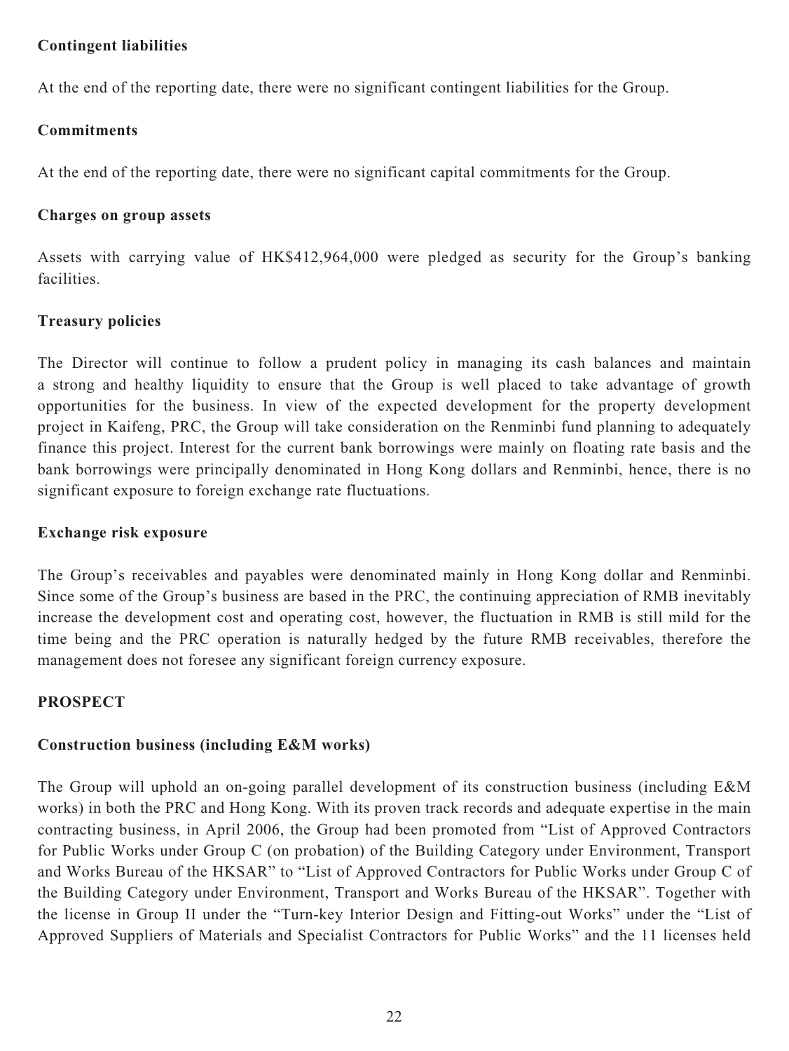**Contingent liabilities**

At the end of the reporting date, there were no significant contingent liabilities for the Group.

**Commitments**

At the end of the reporting date, there were no significant capital commitments for the Group.

**Charges on group assets**

Assets with carrying value of HK$412,964,000 were pledged as security for the Group's banking facilities.

**Treasury policies**

The Director will continue to follow a prudent policy in managing its cash balances and maintain a strong and healthy liquidity to ensure that the Group is well placed to take advantage of growth opportunities for the business. In view of the expected development for the property development project in Kaifeng, PRC, the Group will take consideration on the Renminbi fund planning to adequately finance this project. Interest for the current bank borrowings were mainly on floating rate basis and the bank borrowings were principally denominated in Hong Kong dollars and Renminbi, hence, there is no significant exposure to foreign exchange rate fluctuations.

**Exchange risk exposure**

The Group's receivables and payables were denominated mainly in Hong Kong dollar and Renminbi. Since some of the Group's business are based in the PRC, the continuing appreciation of RMB inevitably increase the development cost and operating cost, however, the fluctuation in RMB is still mild for the time being and the PRC operation is naturally hedged by the future RMB receivables, therefore the management does not foresee any significant foreign currency exposure.

## PROSPECT

**Construction business (including E&M works)**

The Group will uphold an on-going parallel development of its construction business (including E&M works) in both the PRC and Hong Kong. With its proven track records and adequate expertise in the main contracting business, in April 2006, the Group had been promoted from "List of Approved Contractors for Public Works under Group C (on probation) of the Building Category under Environment, Transport and Works Bureau of the HKSAR" to "List of Approved Contractors for Public Works under Group C of the Building Category under Environment, Transport and Works Bureau of the HKSAR". Together with the license in Group II under the "Turn-key Interior Design and Fitting-out Works" under the "List of Approved Suppliers of Materials and Specialist Contractors for Public Works" and the 11 licenses held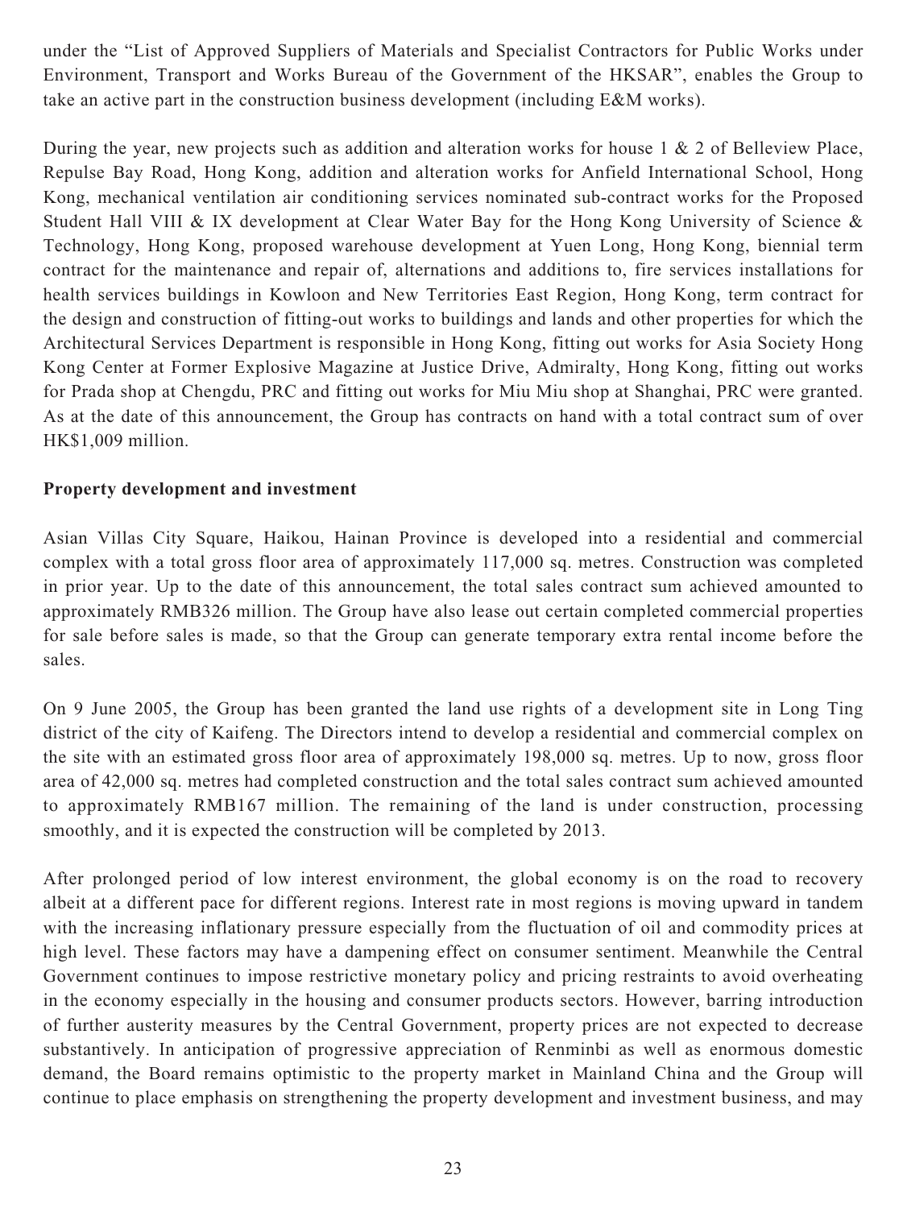under the "List of Approved Suppliers of Materials and Specialist Contractors for Public Works under Environment, Transport and Works Bureau of the Government of the HKSAR", enables the Group to take an active part in the construction business development (including E&M works).

During the year, new projects such as addition and alteration works for house 1 & 2 of Belleview Place, Repulse Bay Road, Hong Kong, addition and alteration works for Anfield International School, Hong Kong, mechanical ventilation air conditioning services nominated sub-contract works for the Proposed Student Hall VIII & IX development at Clear Water Bay for the Hong Kong University of Science & Technology, Hong Kong, proposed warehouse development at Yuen Long, Hong Kong, biennial term contract for the maintenance and repair of, alternations and additions to, fire services installations for health services buildings in Kowloon and New Territories East Region, Hong Kong, term contract for the design and construction of fitting-out works to buildings and lands and other properties for which the Architectural Services Department is responsible in Hong Kong, fitting out works for Asia Society Hong Kong Center at Former Explosive Magazine at Justice Drive, Admiralty, Hong Kong, fitting out works for Prada shop at Chengdu, PRC and fitting out works for Miu Miu shop at Shanghai, PRC were granted. As at the date of this announcement, the Group has contracts on hand with a total contract sum of over HK$1,009 million.

**Property development and investment**

Asian Villas City Square, Haikou, Hainan Province is developed into a residential and commercial complex with a total gross floor area of approximately 117,000 sq. metres. Construction was completed in prior year. Up to the date of this announcement, the total sales contract sum achieved amounted to approximately RMB326 million. The Group have also lease out certain completed commercial properties for sale before sales is made, so that the Group can generate temporary extra rental income before the sales.

On 9 June 2005, the Group has been granted the land use rights of a development site in Long Ting district of the city of Kaifeng. The Directors intend to develop a residential and commercial complex on the site with an estimated gross floor area of approximately 198,000 sq. metres. Up to now, gross floor area of 42,000 sq. metres had completed construction and the total sales contract sum achieved amounted to approximately RMB167 million. The remaining of the land is under construction, processing smoothly, and it is expected the construction will be completed by 2013.

After prolonged period of low interest environment, the global economy is on the road to recovery albeit at a different pace for different regions. Interest rate in most regions is moving upward in tandem with the increasing inflationary pressure especially from the fluctuation of oil and commodity prices at high level. These factors may have a dampening effect on consumer sentiment. Meanwhile the Central Government continues to impose restrictive monetary policy and pricing restraints to avoid overheating in the economy especially in the housing and consumer products sectors. However, barring introduction of further austerity measures by the Central Government, property prices are not expected to decrease substantively. In anticipation of progressive appreciation of Renminbi as well as enormous domestic demand, the Board remains optimistic to the property market in Mainland China and the Group will continue to place emphasis on strengthening the property development and investment business, and may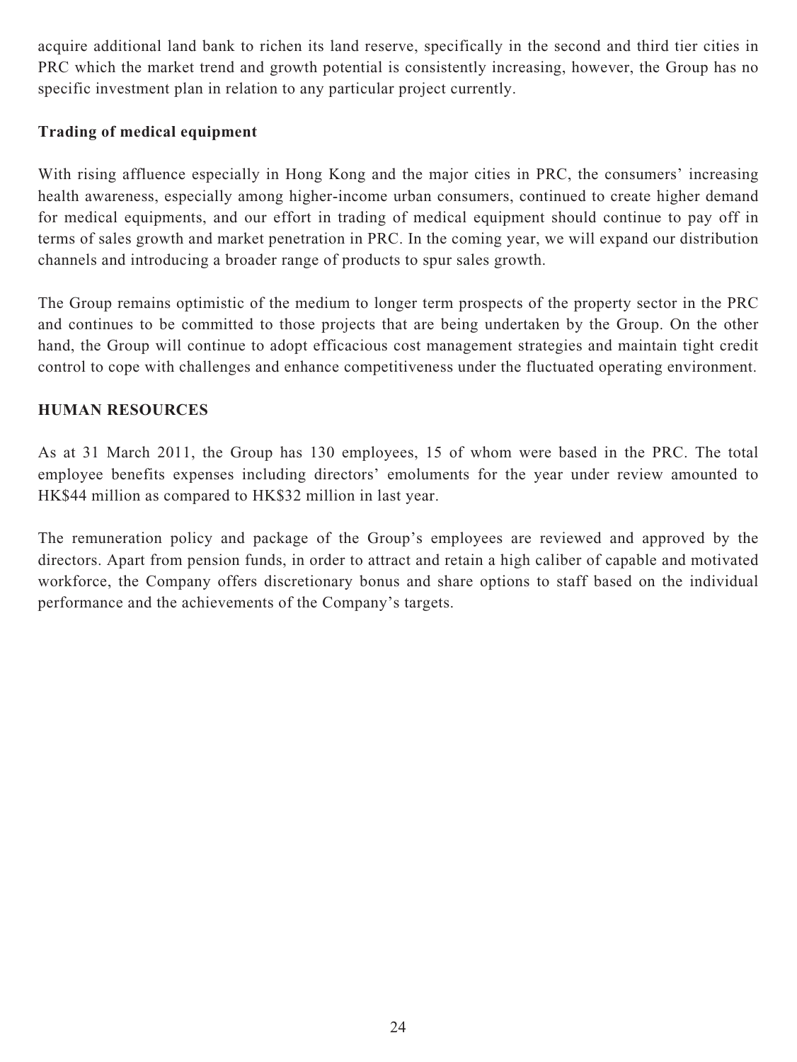acquire additional land bank to richen its land reserve, specifically in the second and third tier cities in PRC which the market trend and growth potential is consistently increasing, however, the Group has no specific investment plan in relation to any particular project currently.

**Trading of medical equipment**

With rising affluence especially in Hong Kong and the major cities in PRC, the consumers' increasing health awareness, especially among higher-income urban consumers, continued to create higher demand for medical equipments, and our effort in trading of medical equipment should continue to pay off in terms of sales growth and market penetration in PRC. In the coming year, we will expand our distribution channels and introducing a broader range of products to spur sales growth.

The Group remains optimistic of the medium to longer term prospects of the property sector in the PRC and continues to be committed to those projects that are being undertaken by the Group. On the other hand, the Group will continue to adopt efficacious cost management strategies and maintain tight credit control to cope with challenges and enhance competitiveness under the fluctuated operating environment.

## HUMAN RESOURCES

As at 31 March 2011, the Group has 130 employees, 15 of whom were based in the PRC. The total employee benefits expenses including directors' emoluments for the year under review amounted to HK$44 million as compared to HK$32 million in last year.

The remuneration policy and package of the Group's employees are reviewed and approved by the directors. Apart from pension funds, in order to attract and retain a high caliber of capable and motivated workforce, the Company offers discretionary bonus and share options to staff based on the individual performance and the achievements of the Company's targets.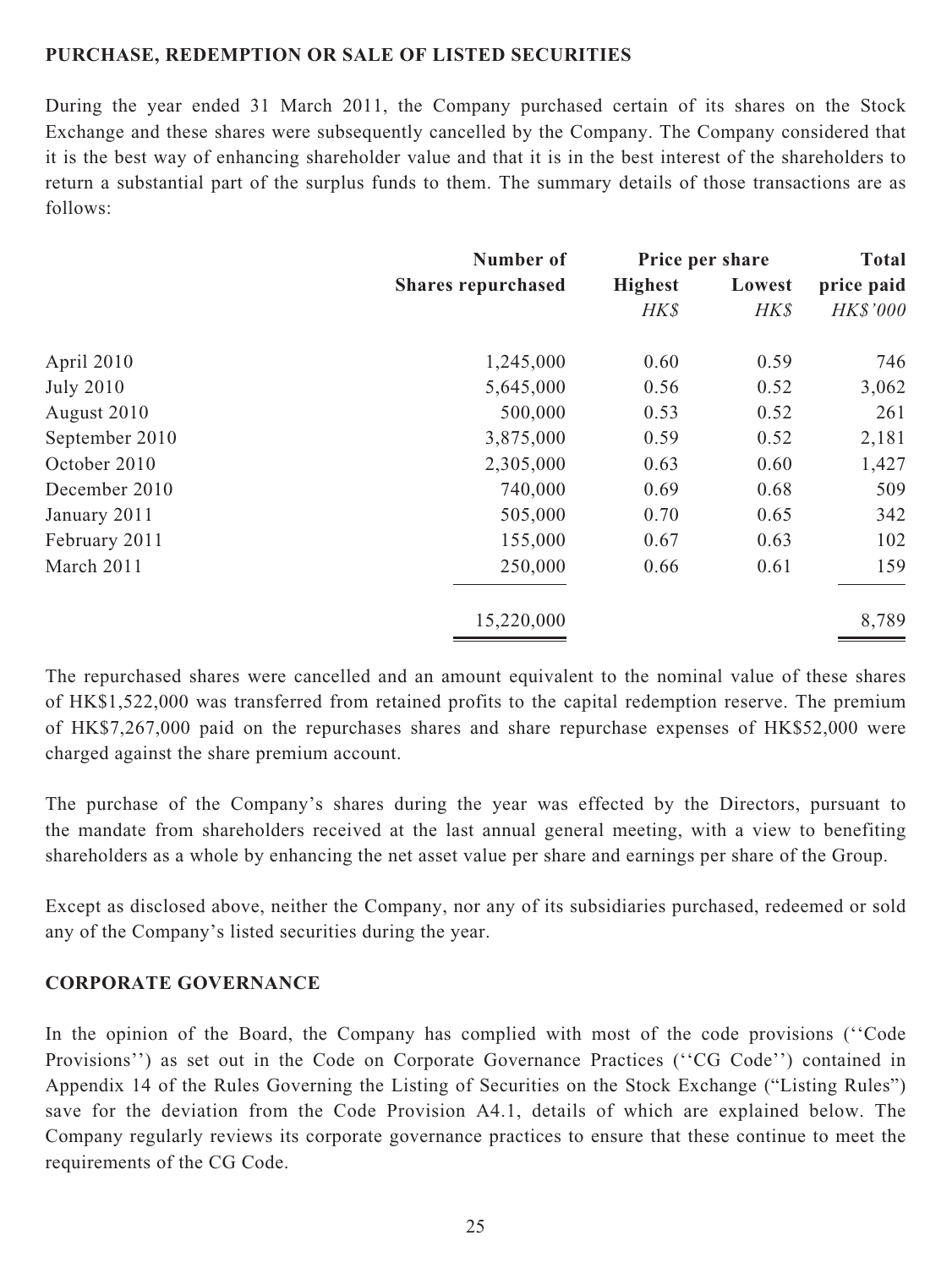**PURCHASE, REDEMPTION OR SALE OF LISTED SECURITIES**

During the year ended 31 March 2011, the Company purchased certain of its shares on the Stock Exchange and these shares were subsequently cancelled by the Company. The Company considered that it is the best way of enhancing shareholder value and that it is in the best interest of the shareholders to return a substantial part of the surplus funds to them. The summary details of those transactions are as follows:

| | Number of Shares repurchased | Price per share | | Total price paid |
|---|---|---|---|---|
| | | Highest | Lowest | |
| | | *HK$* | *HK$* | *HK$'000* |
| April 2010 | 1,245,000 | 0.60 | 0.59 | 746 |
| July 2010 | 5,645,000 | 0.56 | 0.52 | 3,062 |
| August 2010 | 500,000 | 0.53 | 0.52 | 261 |
| September 2010 | 3,875,000 | 0.59 | 0.52 | 2,181 |
| October 2010 | 2,305,000 | 0.63 | 0.60 | 1,427 |
| December 2010 | 740,000 | 0.69 | 0.68 | 509 |
| January 2011 | 505,000 | 0.70 | 0.65 | 342 |
| February 2011 | 155,000 | 0.67 | 0.63 | 102 |
| March 2011 | 250,000 | 0.66 | 0.61 | 159 |
| | 15,220,000 | | | 8,789 |

The repurchased shares were cancelled and an amount equivalent to the nominal value of these shares of HK$1,522,000 was transferred from retained profits to the capital redemption reserve. The premium of HK$7,267,000 paid on the repurchases shares and share repurchase expenses of HK$52,000 were charged against the share premium account.

The purchase of the Company's shares during the year was effected by the Directors, pursuant to the mandate from shareholders received at the last annual general meeting, with a view to benefiting shareholders as a whole by enhancing the net asset value per share and earnings per share of the Group.

Except as disclosed above, neither the Company, nor any of its subsidiaries purchased, redeemed or sold any of the Company's listed securities during the year.

**CORPORATE GOVERNANCE**

In the opinion of the Board, the Company has complied with most of the code provisions (''Code Provisions'') as set out in the Code on Corporate Governance Practices (''CG Code'') contained in Appendix 14 of the Rules Governing the Listing of Securities on the Stock Exchange ("Listing Rules") save for the deviation from the Code Provision A4.1, details of which are explained below. The Company regularly reviews its corporate governance practices to ensure that these continue to meet the requirements of the CG Code.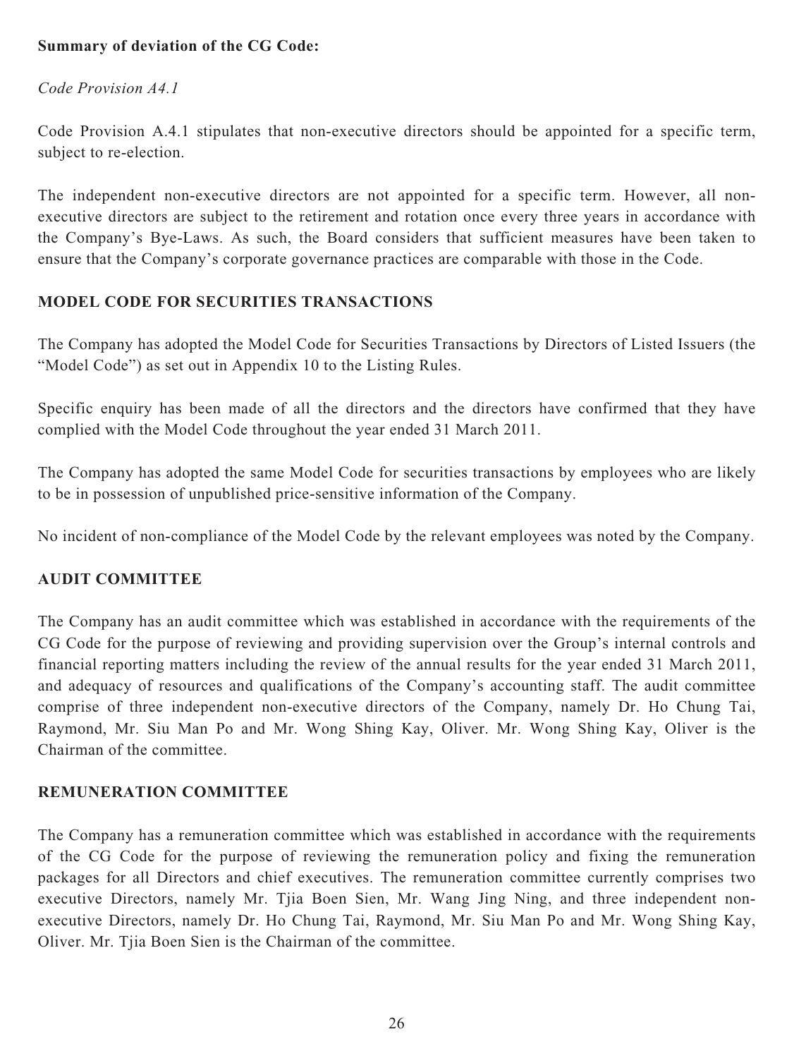**Summary of deviation of the CG Code:**

*Code Provision A4.1*

Code Provision A.4.1 stipulates that non-executive directors should be appointed for a specific term, subject to re-election.

The independent non-executive directors are not appointed for a specific term. However, all non-executive directors are subject to the retirement and rotation once every three years in accordance with the Company's Bye-Laws. As such, the Board considers that sufficient measures have been taken to ensure that the Company's corporate governance practices are comparable with those in the Code.

## MODEL CODE FOR SECURITIES TRANSACTIONS

The Company has adopted the Model Code for Securities Transactions by Directors of Listed Issuers (the "Model Code") as set out in Appendix 10 to the Listing Rules.

Specific enquiry has been made of all the directors and the directors have confirmed that they have complied with the Model Code throughout the year ended 31 March 2011.

The Company has adopted the same Model Code for securities transactions by employees who are likely to be in possession of unpublished price-sensitive information of the Company.

No incident of non-compliance of the Model Code by the relevant employees was noted by the Company.

## AUDIT COMMITTEE

The Company has an audit committee which was established in accordance with the requirements of the CG Code for the purpose of reviewing and providing supervision over the Group's internal controls and financial reporting matters including the review of the annual results for the year ended 31 March 2011, and adequacy of resources and qualifications of the Company's accounting staff. The audit committee comprise of three independent non-executive directors of the Company, namely Dr. Ho Chung Tai, Raymond, Mr. Siu Man Po and Mr. Wong Shing Kay, Oliver. Mr. Wong Shing Kay, Oliver is the Chairman of the committee.

## REMUNERATION COMMITTEE

The Company has a remuneration committee which was established in accordance with the requirements of the CG Code for the purpose of reviewing the remuneration policy and fixing the remuneration packages for all Directors and chief executives. The remuneration committee currently comprises two executive Directors, namely Mr. Tjia Boen Sien, Mr. Wang Jing Ning, and three independent non-executive Directors, namely Dr. Ho Chung Tai, Raymond, Mr. Siu Man Po and Mr. Wong Shing Kay, Oliver. Mr. Tjia Boen Sien is the Chairman of the committee.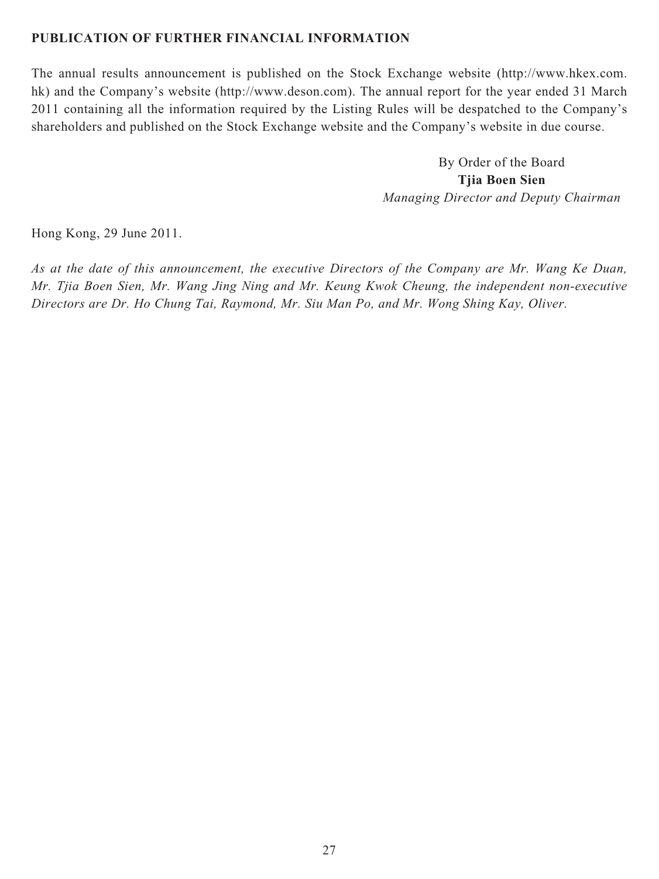**PUBLICATION OF FURTHER FINANCIAL INFORMATION**

The annual results announcement is published on the Stock Exchange website (http://www.hkex.com.hk) and the Company's website (http://www.deson.com). The annual report for the year ended 31 March 2011 containing all the information required by the Listing Rules will be despatched to the Company's shareholders and published on the Stock Exchange website and the Company's website in due course.

By Order of the Board
**Tjia Boen Sien**
*Managing Director and Deputy Chairman*

Hong Kong, 29 June 2011.

*As at the date of this announcement, the executive Directors of the Company are Mr. Wang Ke Duan, Mr. Tjia Boen Sien, Mr. Wang Jing Ning and Mr. Keung Kwok Cheung, the independent non-executive Directors are Dr. Ho Chung Tai, Raymond, Mr. Siu Man Po, and Mr. Wong Shing Kay, Oliver.*